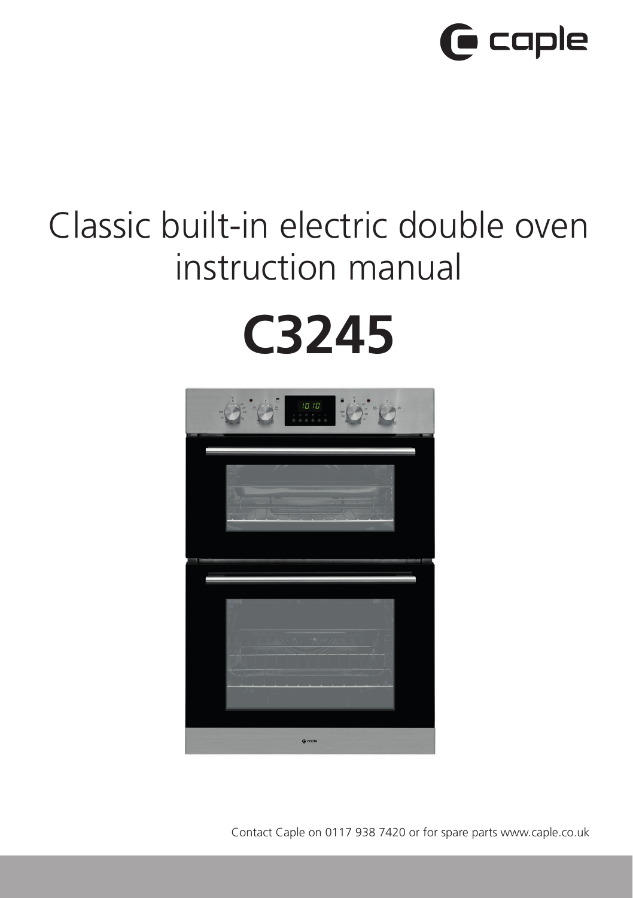caple

# Classic built-in electric double oven instruction manual

# C3245

Contact Caple on 0117 938 7420 or for spare parts www.caple.co.uk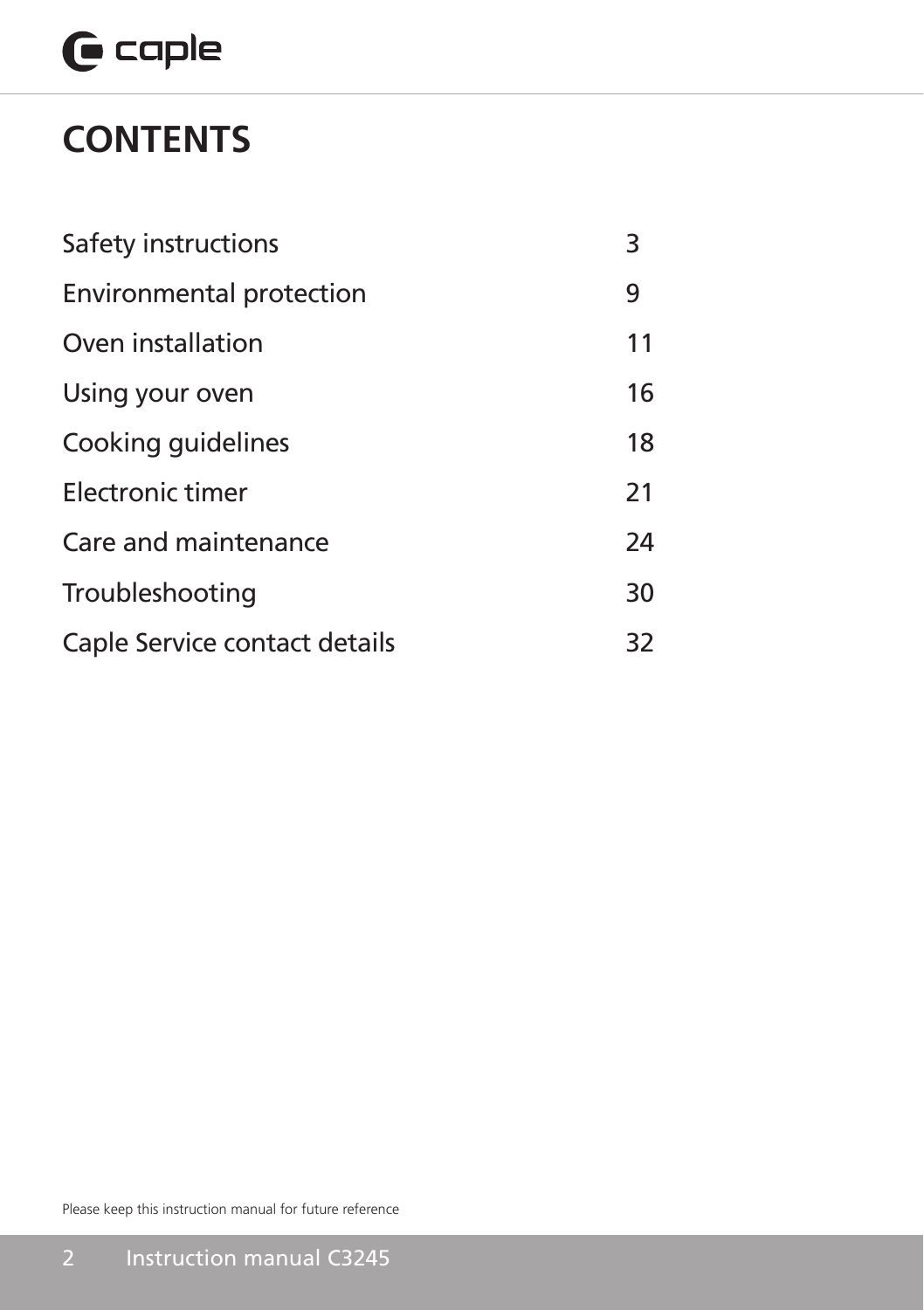# CONTENTS

| | |
|---|---|
| Safety instructions | 3 |
| Environmental protection | 9 |
| Oven installation | 11 |
| Using your oven | 16 |
| Cooking guidelines | 18 |
| Electronic timer | 21 |
| Care and maintenance | 24 |
| Troubleshooting | 30 |
| Caple Service contact details | 32 |

Please keep this instruction manual for future reference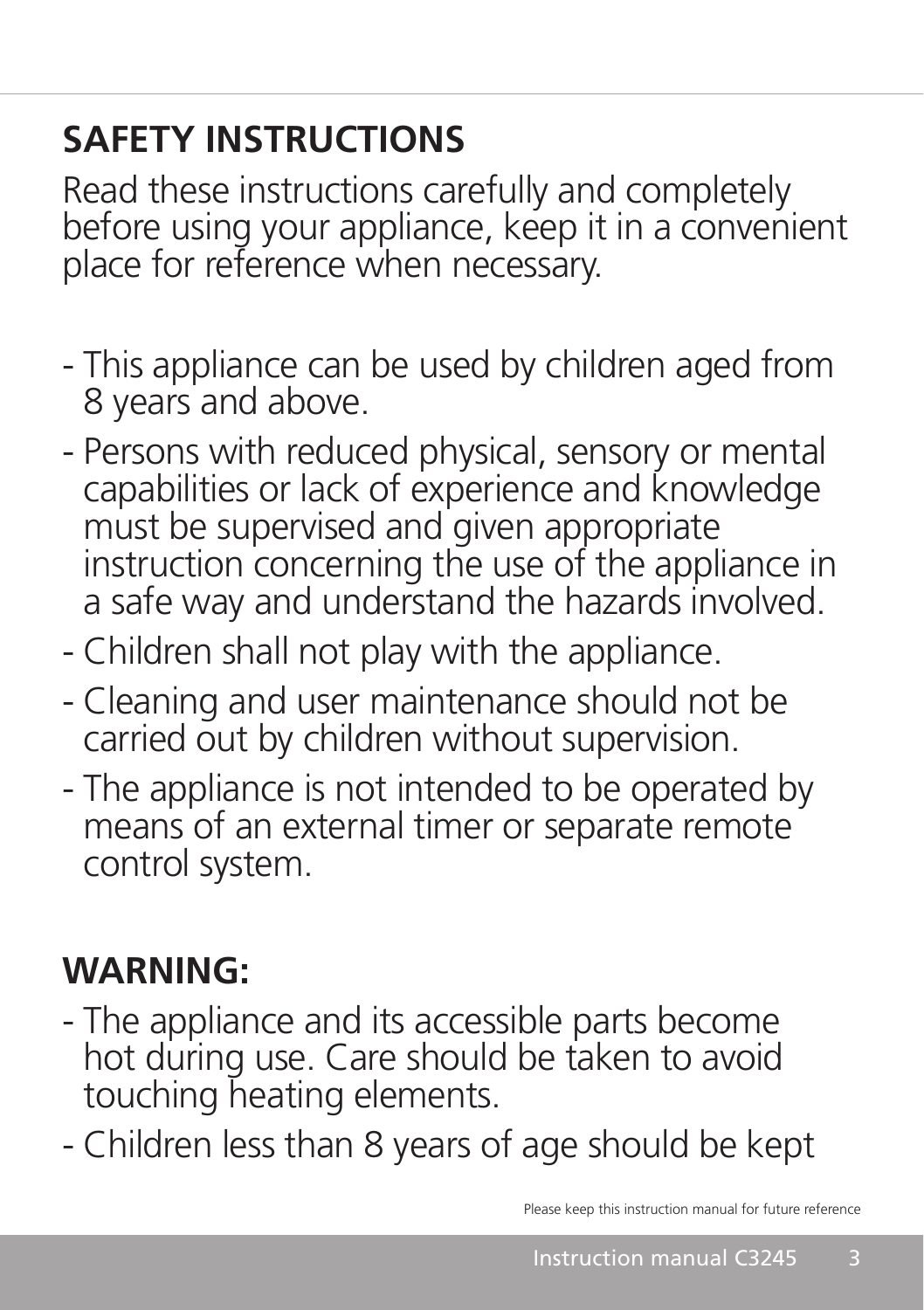## SAFETY INSTRUCTIONS

Read these instructions carefully and completely before using your appliance, keep it in a convenient place for reference when necessary.

- This appliance can be used by children aged from 8 years and above.
- Persons with reduced physical, sensory or mental capabilities or lack of experience and knowledge must be supervised and given appropriate instruction concerning the use of the appliance in a safe way and understand the hazards involved.
- Children shall not play with the appliance.
- Cleaning and user maintenance should not be carried out by children without supervision.
- The appliance is not intended to be operated by means of an external timer or separate remote control system.

## WARNING:

- The appliance and its accessible parts become hot during use. Care should be taken to avoid touching heating elements.
- Children less than 8 years of age should be kept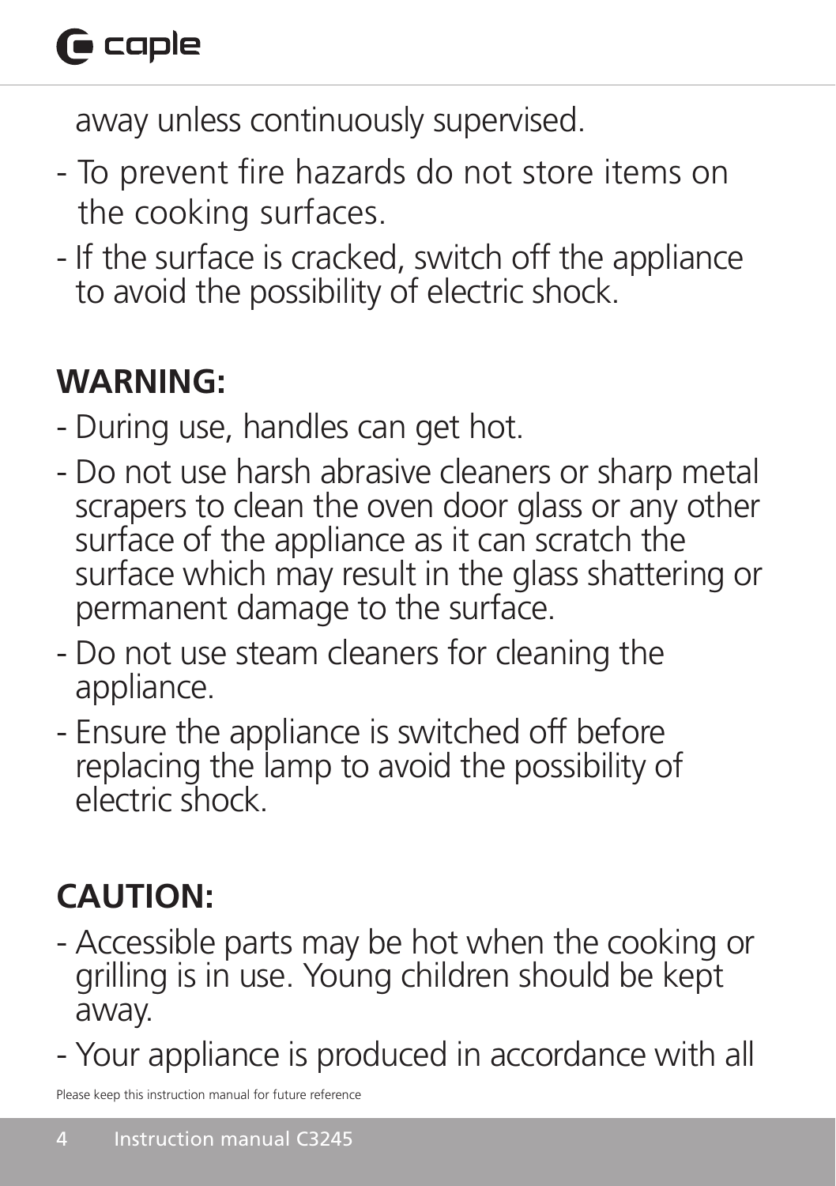away unless continuously supervised.

- To prevent fire hazards do not store items on the cooking surfaces.
- If the surface is cracked, switch off the appliance to avoid the possibility of electric shock.

**WARNING:**

- During use, handles can get hot.
- Do not use harsh abrasive cleaners or sharp metal scrapers to clean the oven door glass or any other surface of the appliance as it can scratch the surface which may result in the glass shattering or permanent damage to the surface.
- Do not use steam cleaners for cleaning the appliance.
- Ensure the appliance is switched off before replacing the lamp to avoid the possibility of electric shock.

**CAUTION:**

- Accessible parts may be hot when the cooking or grilling is in use. Young children should be kept away.
- Your appliance is produced in accordance with all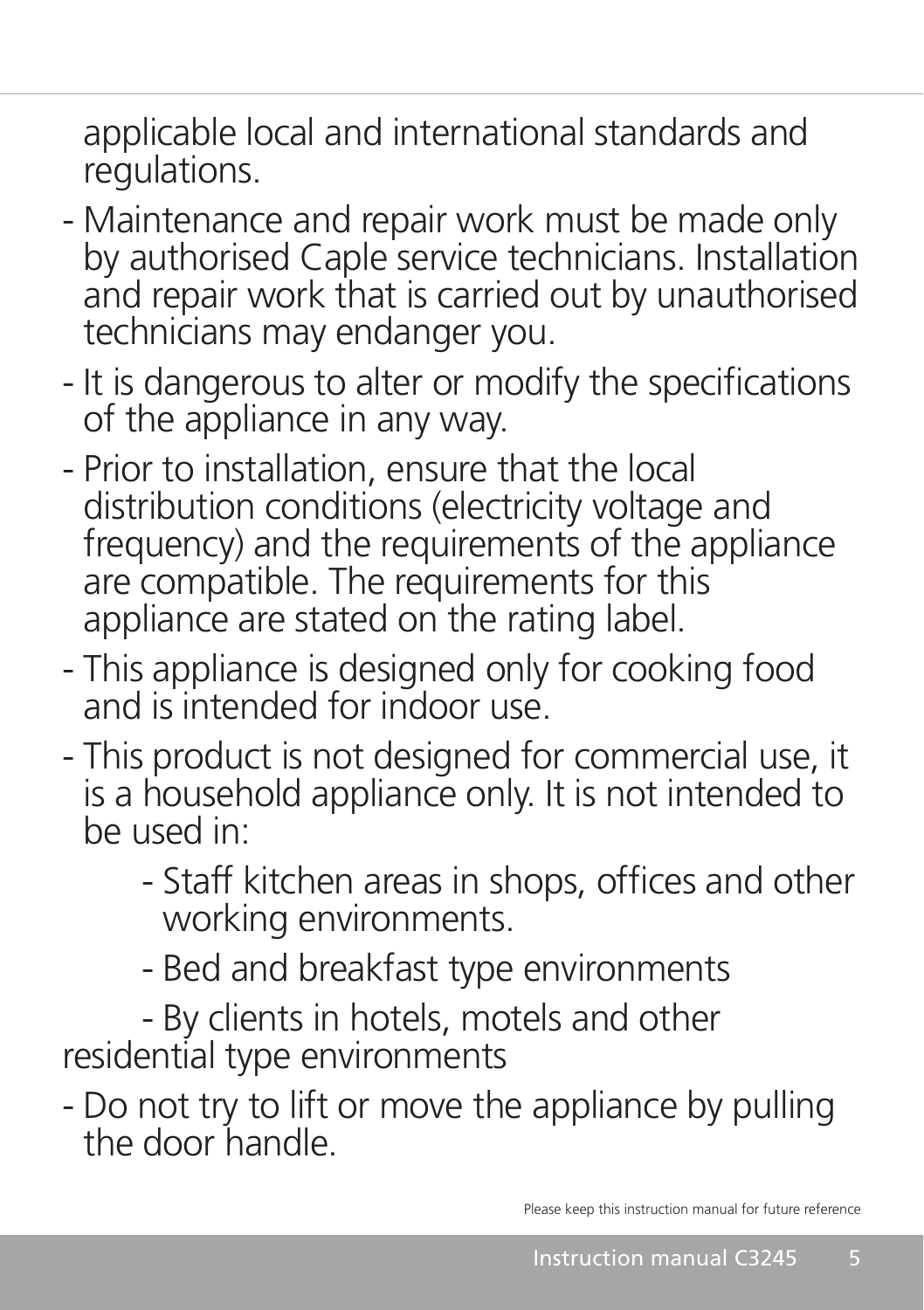applicable local and international standards and regulations.

- Maintenance and repair work must be made only by authorised Caple service technicians. Installation and repair work that is carried out by unauthorised technicians may endanger you.
- It is dangerous to alter or modify the specifications of the appliance in any way.
- Prior to installation, ensure that the local distribution conditions (electricity voltage and frequency) and the requirements of the appliance are compatible. The requirements for this appliance are stated on the rating label.
- This appliance is designed only for cooking food and is intended for indoor use.
- This product is not designed for commercial use, it is a household appliance only. It is not intended to be used in:
    - Staff kitchen areas in shops, offices and other working environments.
    - Bed and breakfast type environments
    - By clients in hotels, motels and other residential type environments
- Do not try to lift or move the appliance by pulling the door handle.

Please keep this instruction manual for future reference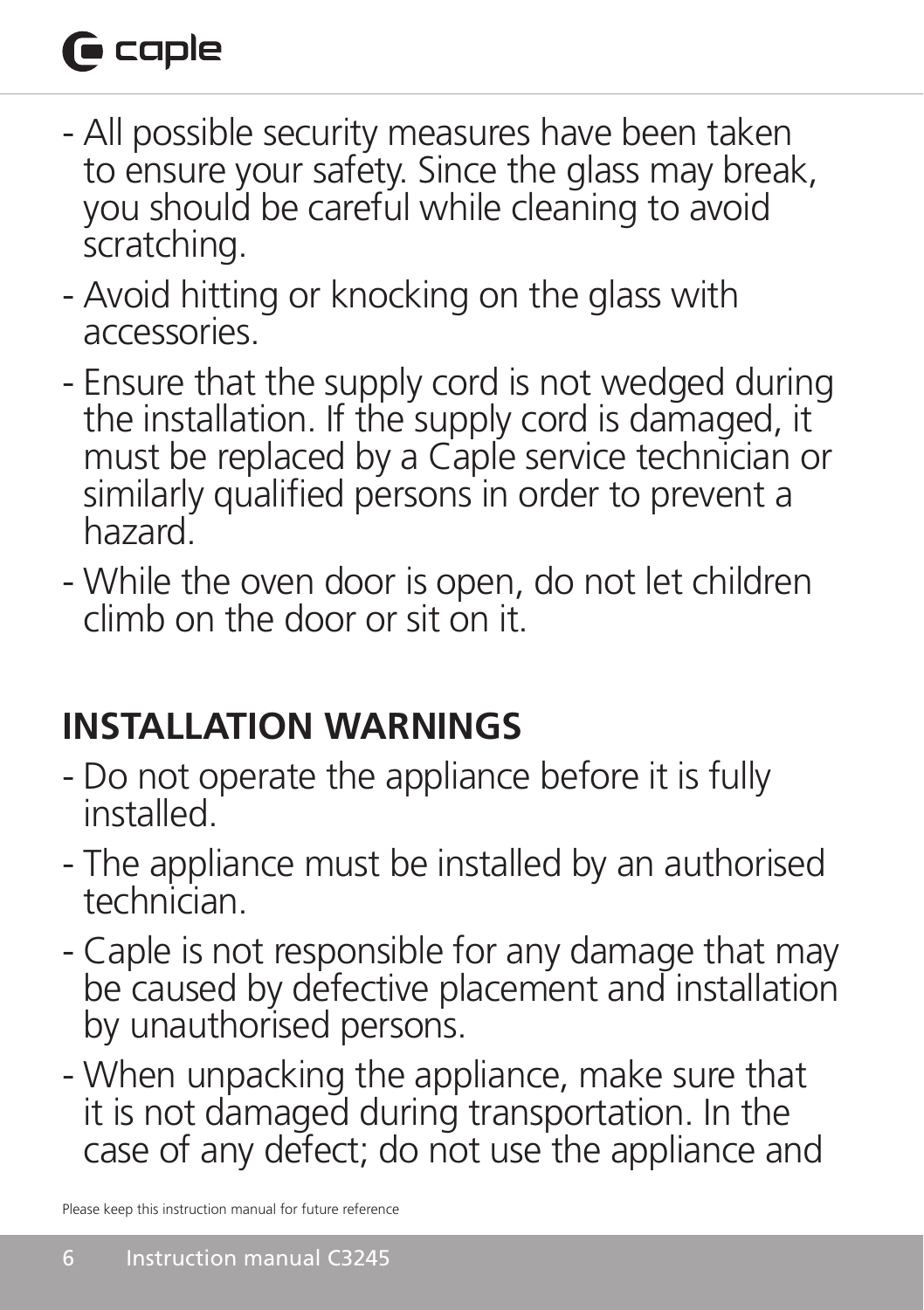- All possible security measures have been taken to ensure your safety. Since the glass may break, you should be careful while cleaning to avoid scratching.
- Avoid hitting or knocking on the glass with accessories.
- Ensure that the supply cord is not wedged during the installation. If the supply cord is damaged, it must be replaced by a Caple service technician or similarly qualified persons in order to prevent a hazard.
- While the oven door is open, do not let children climb on the door or sit on it.

## INSTALLATION WARNINGS

- Do not operate the appliance before it is fully installed.
- The appliance must be installed by an authorised technician.
- Caple is not responsible for any damage that may be caused by defective placement and installation by unauthorised persons.
- When unpacking the appliance, make sure that it is not damaged during transportation. In the case of any defect; do not use the appliance and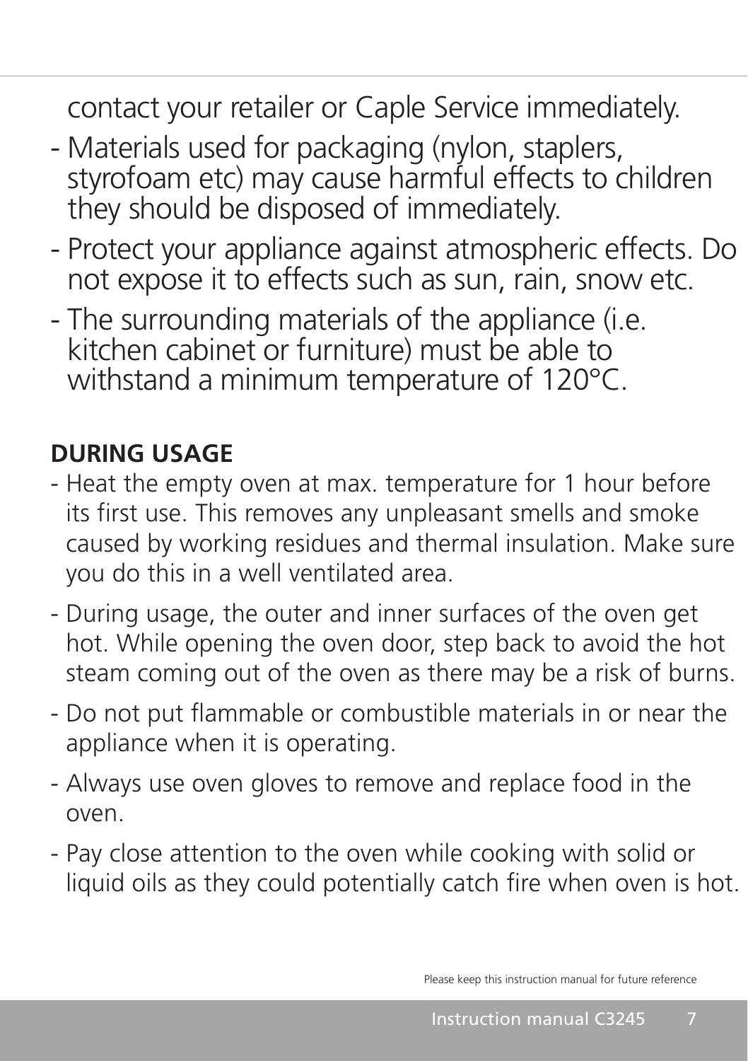contact your retailer or Caple Service immediately.

- Materials used for packaging (nylon, staplers, styrofoam etc) may cause harmful effects to children they should be disposed of immediately.
- Protect your appliance against atmospheric effects. Do not expose it to effects such as sun, rain, snow etc.
- The surrounding materials of the appliance (i.e. kitchen cabinet or furniture) must be able to withstand a minimum temperature of 120°C.

**DURING USAGE**

- Heat the empty oven at max. temperature for 1 hour before its first use. This removes any unpleasant smells and smoke caused by working residues and thermal insulation. Make sure you do this in a well ventilated area.
- During usage, the outer and inner surfaces of the oven get hot. While opening the oven door, step back to avoid the hot steam coming out of the oven as there may be a risk of burns.
- Do not put flammable or combustible materials in or near the appliance when it is operating.
- Always use oven gloves to remove and replace food in the oven.
- Pay close attention to the oven while cooking with solid or liquid oils as they could potentially catch fire when oven is hot.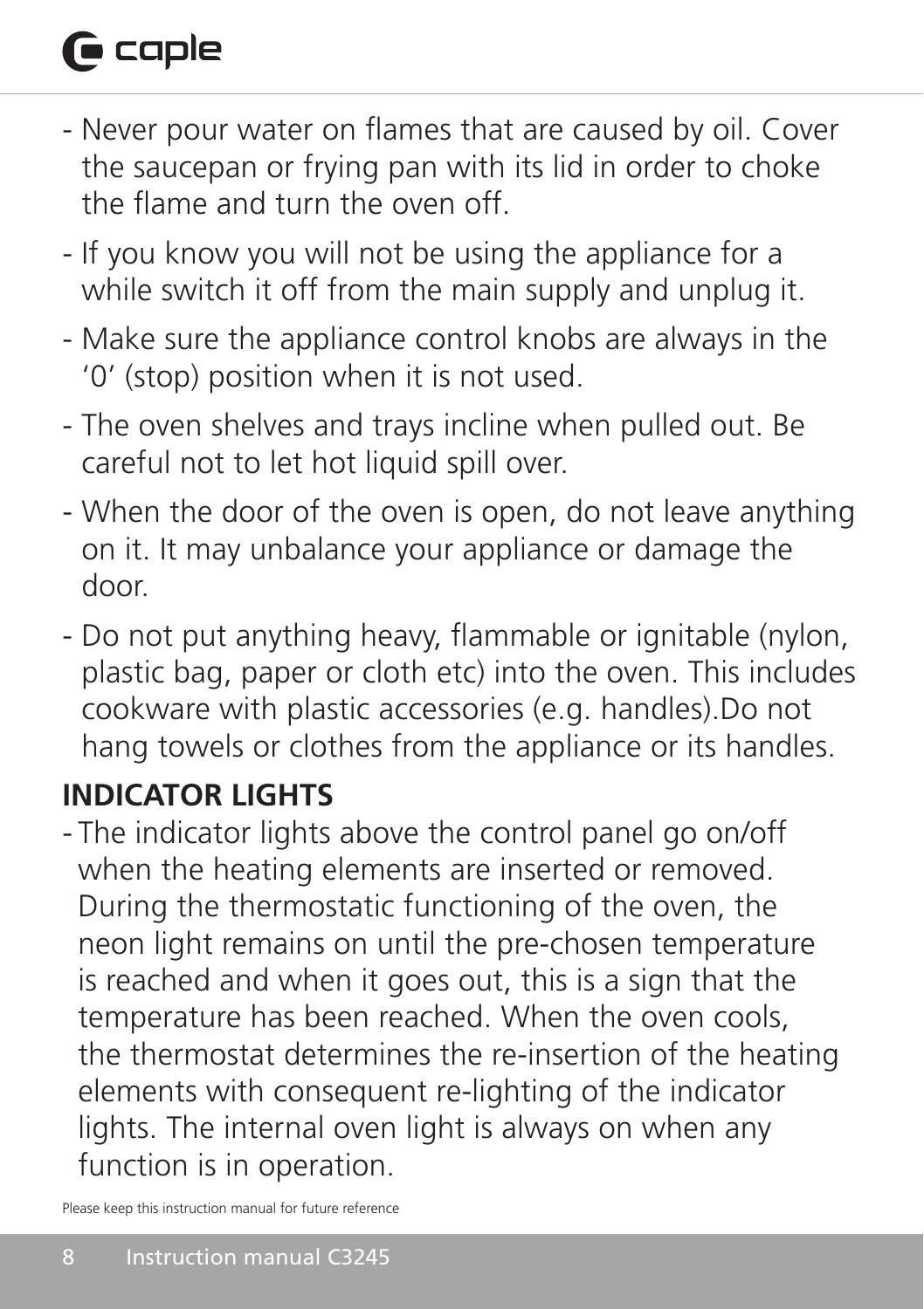- Never pour water on flames that are caused by oil. Cover the saucepan or frying pan with its lid in order to choke the flame and turn the oven off.
- If you know you will not be using the appliance for a while switch it off from the main supply and unplug it.
- Make sure the appliance control knobs are always in the '0' (stop) position when it is not used.
- The oven shelves and trays incline when pulled out. Be careful not to let hot liquid spill over.
- When the door of the oven is open, do not leave anything on it. It may unbalance your appliance or damage the door.
- Do not put anything heavy, flammable or ignitable (nylon, plastic bag, paper or cloth etc) into the oven. This includes cookware with plastic accessories (e.g. handles).Do not hang towels or clothes from the appliance or its handles.

## INDICATOR LIGHTS

- The indicator lights above the control panel go on/off when the heating elements are inserted or removed. During the thermostatic functioning of the oven, the neon light remains on until the pre-chosen temperature is reached and when it goes out, this is a sign that the temperature has been reached. When the oven cools, the thermostat determines the re-insertion of the heating elements with consequent re-lighting of the indicator lights. The internal oven light is always on when any function is in operation.

Please keep this instruction manual for future reference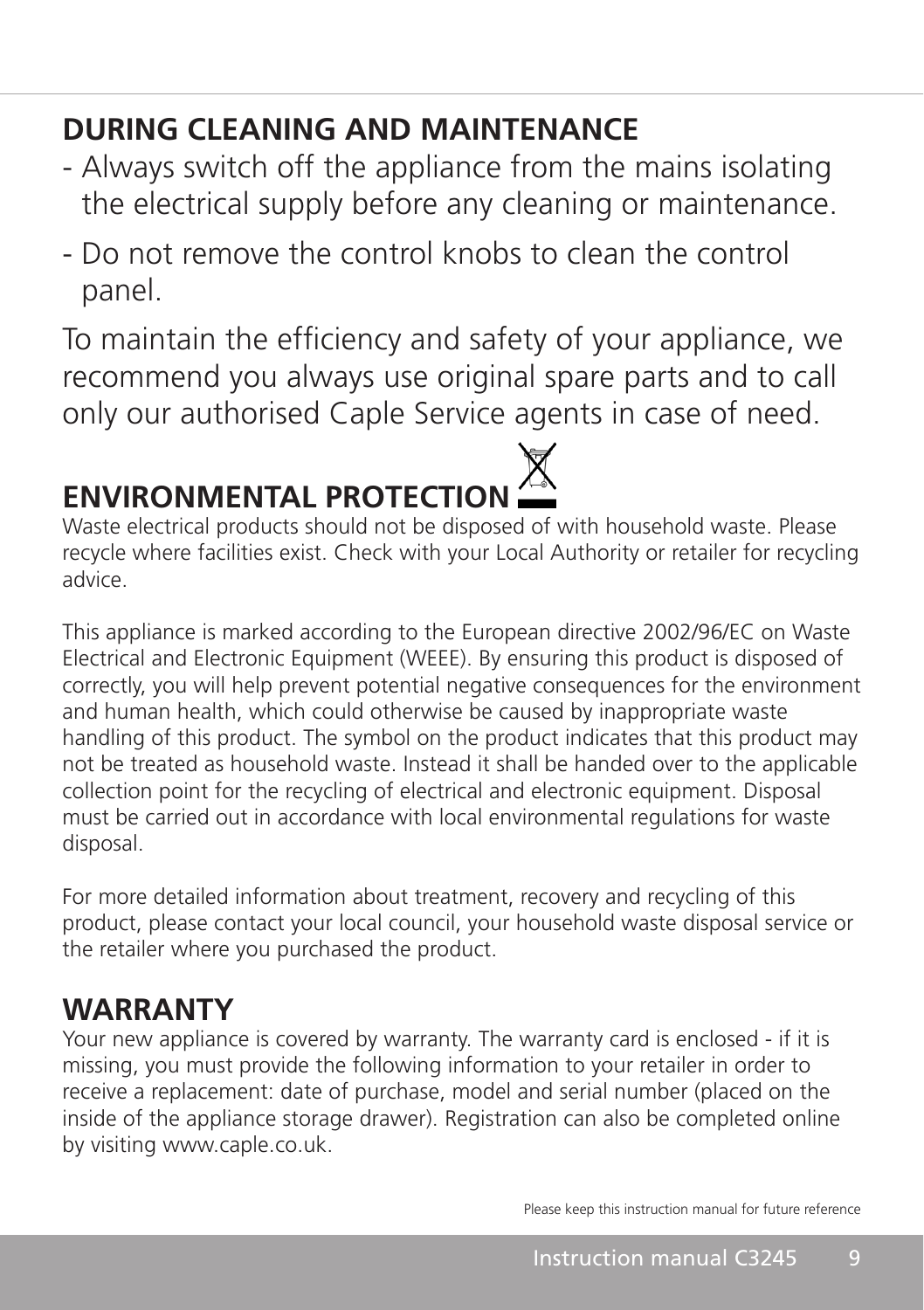## DURING CLEANING AND MAINTENANCE

- Always switch off the appliance from the mains isolating the electrical supply before any cleaning or maintenance.
- Do not remove the control knobs to clean the control panel.

To maintain the efficiency and safety of your appliance, we recommend you always use original spare parts and to call only our authorised Caple Service agents in case of need.

## ENVIRONMENTAL PROTECTION

Waste electrical products should not be disposed of with household waste. Please recycle where facilities exist. Check with your Local Authority or retailer for recycling advice.

This appliance is marked according to the European directive 2002/96/EC on Waste Electrical and Electronic Equipment (WEEE). By ensuring this product is disposed of correctly, you will help prevent potential negative consequences for the environment and human health, which could otherwise be caused by inappropriate waste handling of this product. The symbol on the product indicates that this product may not be treated as household waste. Instead it shall be handed over to the applicable collection point for the recycling of electrical and electronic equipment. Disposal must be carried out in accordance with local environmental regulations for waste disposal.

For more detailed information about treatment, recovery and recycling of this product, please contact your local council, your household waste disposal service or the retailer where you purchased the product.

## WARRANTY

Your new appliance is covered by warranty. The warranty card is enclosed - if it is missing, you must provide the following information to your retailer in order to receive a replacement: date of purchase, model and serial number (placed on the inside of the appliance storage drawer). Registration can also be completed online by visiting www.caple.co.uk.

Please keep this instruction manual for future reference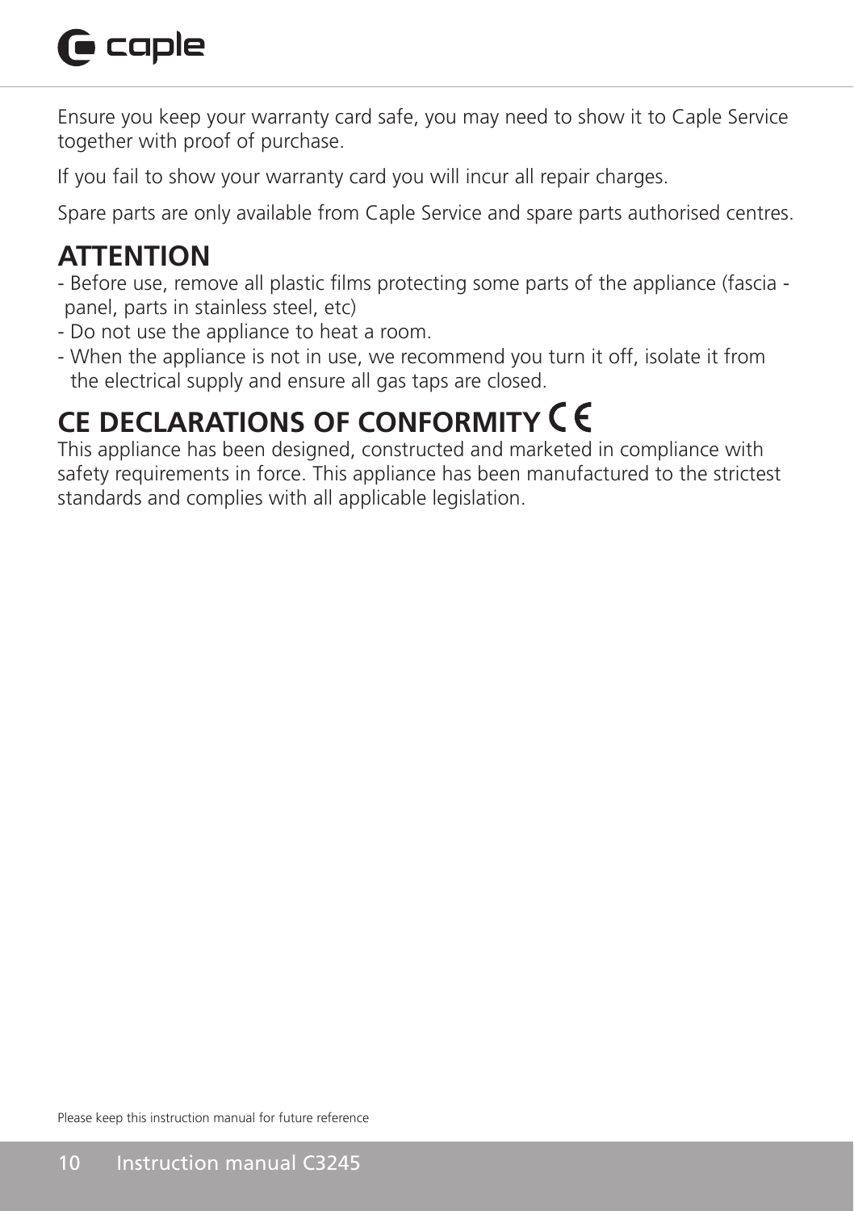Ensure you keep your warranty card safe, you may need to show it to Caple Service together with proof of purchase.

If you fail to show your warranty card you will incur all repair charges.

Spare parts are only available from Caple Service and spare parts authorised centres.

## ATTENTION

- Before use, remove all plastic films protecting some parts of the appliance (fascia - panel, parts in stainless steel, etc)
- Do not use the appliance to heat a room.
- When the appliance is not in use, we recommend you turn it off, isolate it from the electrical supply and ensure all gas taps are closed.

## CE DECLARATIONS OF CONFORMITY CE

This appliance has been designed, constructed and marketed in compliance with safety requirements in force. This appliance has been manufactured to the strictest standards and complies with all applicable legislation.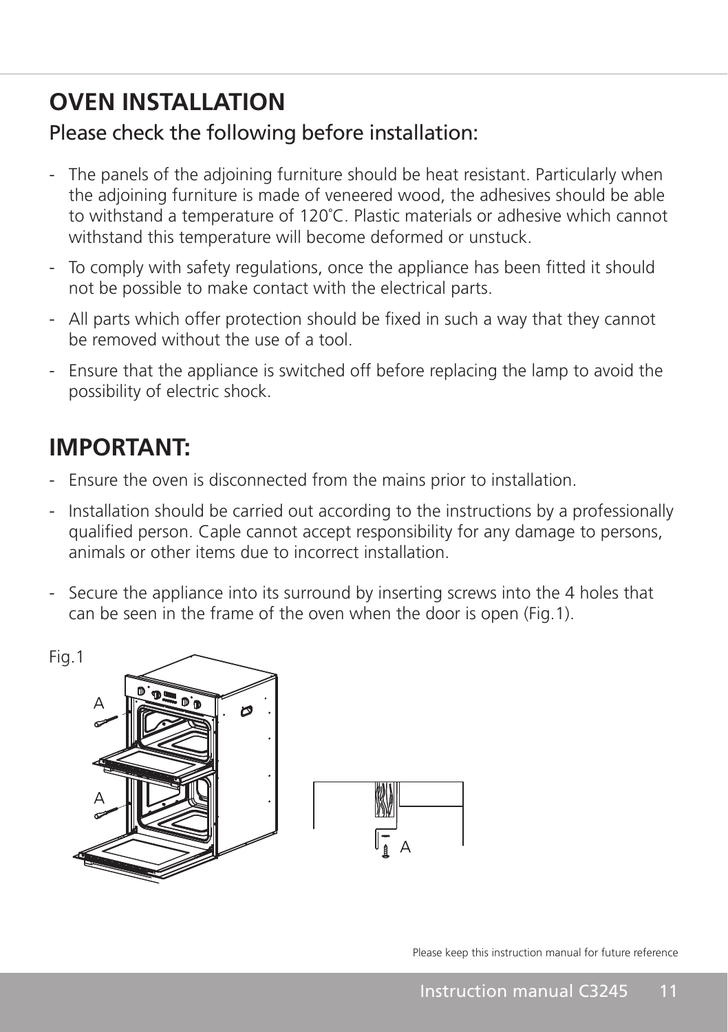# OVEN INSTALLATION

## Please check the following before installation:

- The panels of the adjoining furniture should be heat resistant. Particularly when the adjoining furniture is made of veneered wood, the adhesives should be able to withstand a temperature of 120˚C. Plastic materials or adhesive which cannot withstand this temperature will become deformed or unstuck.
- To comply with safety regulations, once the appliance has been fitted it should not be possible to make contact with the electrical parts.
- All parts which offer protection should be fixed in such a way that they cannot be removed without the use of a tool.
- Ensure that the appliance is switched off before replacing the lamp to avoid the possibility of electric shock.

# IMPORTANT:

- Ensure the oven is disconnected from the mains prior to installation.
- Installation should be carried out according to the instructions by a professionally qualified person. Caple cannot accept responsibility for any damage to persons, animals or other items due to incorrect installation.
- Secure the appliance into its surround by inserting screws into the 4 holes that can be seen in the frame of the oven when the door is open (Fig.1).

Fig.1

A

A

A

Please keep this instruction manual for future reference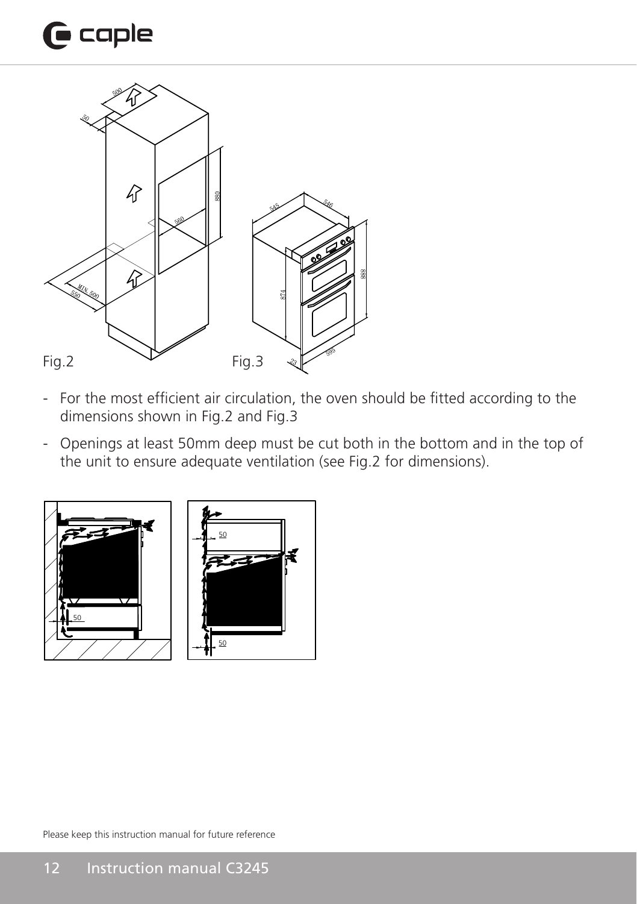Fig.2

Fig.3

- For the most efficient air circulation, the oven should be fitted according to the dimensions shown in Fig.2 and Fig.3
- Openings at least 50mm deep must be cut both in the bottom and in the top of the unit to ensure adequate ventilation (see Fig.2 for dimensions).

Please keep this instruction manual for future reference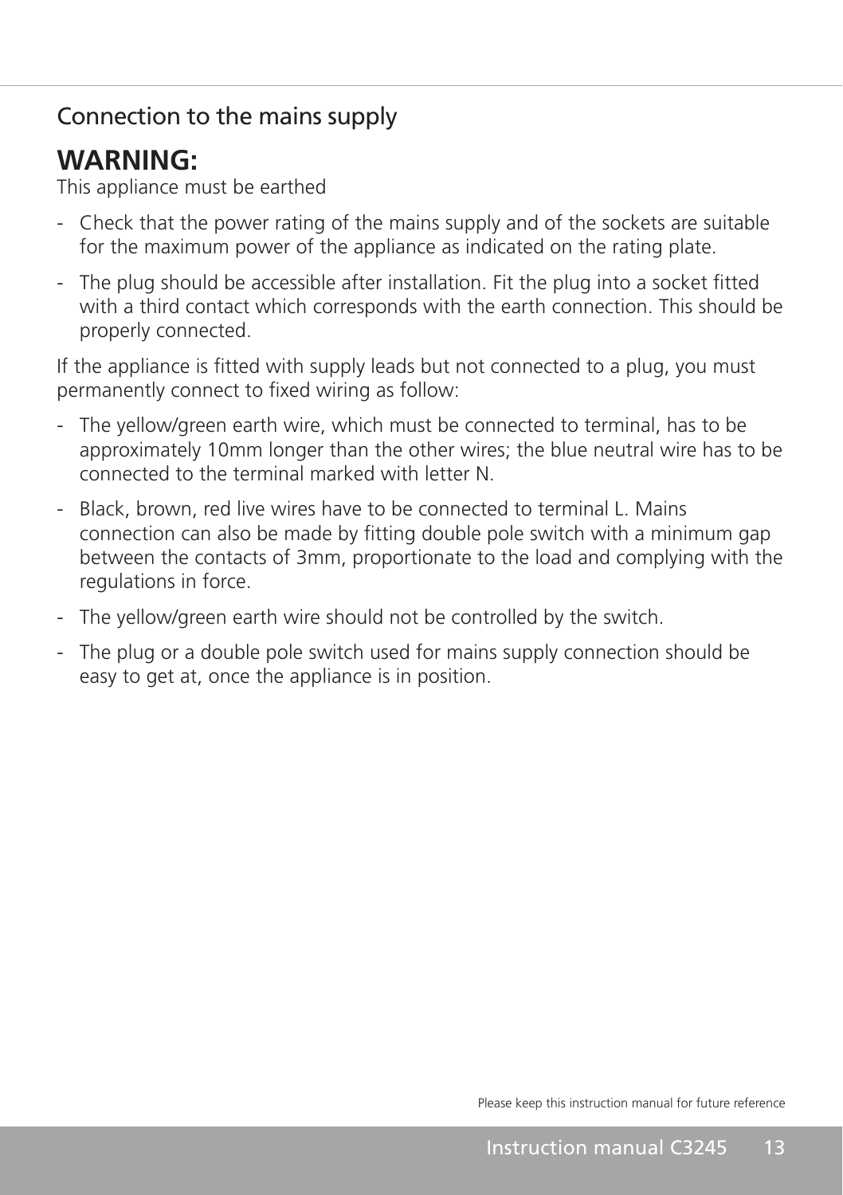## Connection to the mains supply

# WARNING:

This appliance must be earthed

- Check that the power rating of the mains supply and of the sockets are suitable for the maximum power of the appliance as indicated on the rating plate.
- The plug should be accessible after installation. Fit the plug into a socket fitted with a third contact which corresponds with the earth connection. This should be properly connected.

If the appliance is fitted with supply leads but not connected to a plug, you must permanently connect to fixed wiring as follow:

- The yellow/green earth wire, which must be connected to terminal, has to be approximately 10mm longer than the other wires; the blue neutral wire has to be connected to the terminal marked with letter N.
- Black, brown, red live wires have to be connected to terminal L. Mains connection can also be made by fitting double pole switch with a minimum gap between the contacts of 3mm, proportionate to the load and complying with the regulations in force.
- The yellow/green earth wire should not be controlled by the switch.
- The plug or a double pole switch used for mains supply connection should be easy to get at, once the appliance is in position.

Please keep this instruction manual for future reference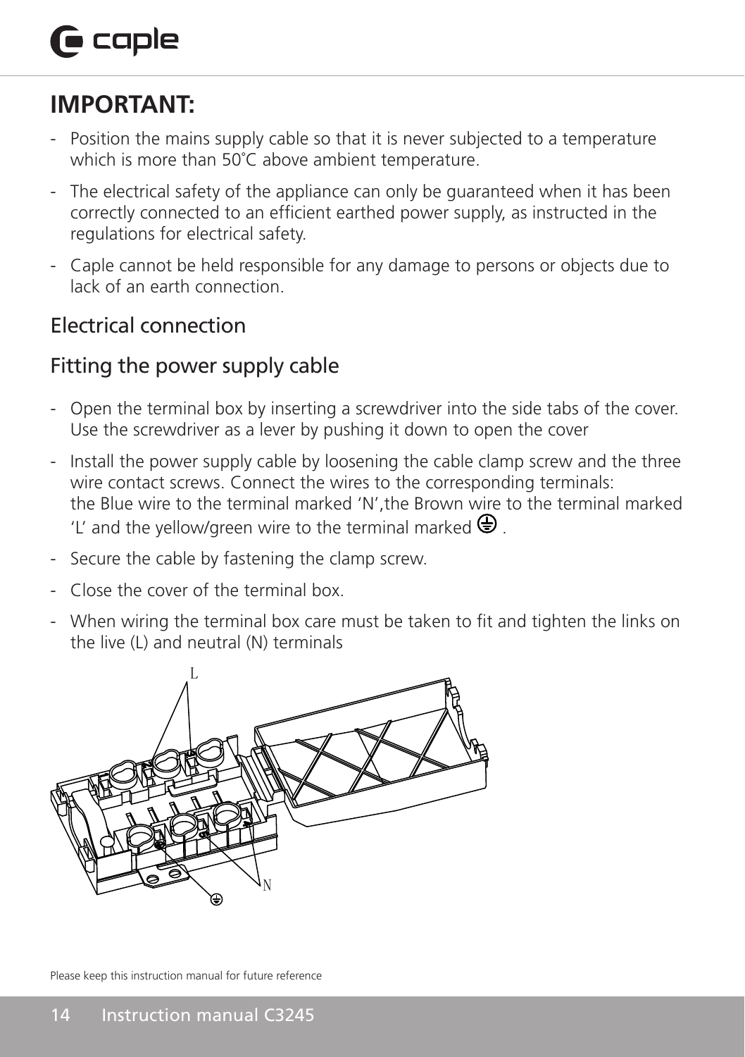# IMPORTANT:

- Position the mains supply cable so that it is never subjected to a temperature which is more than 50˚C above ambient temperature.
- The electrical safety of the appliance can only be guaranteed when it has been correctly connected to an efficient earthed power supply, as instructed in the regulations for electrical safety.
- Caple cannot be held responsible for any damage to persons or objects due to lack of an earth connection.

## Electrical connection

## Fitting the power supply cable

- Open the terminal box by inserting a screwdriver into the side tabs of the cover. Use the screwdriver as a lever by pushing it down to open the cover
- Install the power supply cable by loosening the cable clamp screw and the three wire contact screws. Connect the wires to the corresponding terminals: the Blue wire to the terminal marked 'N',the Brown wire to the terminal marked 'L' and the yellow/green wire to the terminal marked ⏚ .
- Secure the cable by fastening the clamp screw.
- Close the cover of the terminal box.
- When wiring the terminal box care must be taken to fit and tighten the links on the live (L) and neutral (N) terminals

L

N

⏚

Please keep this instruction manual for future reference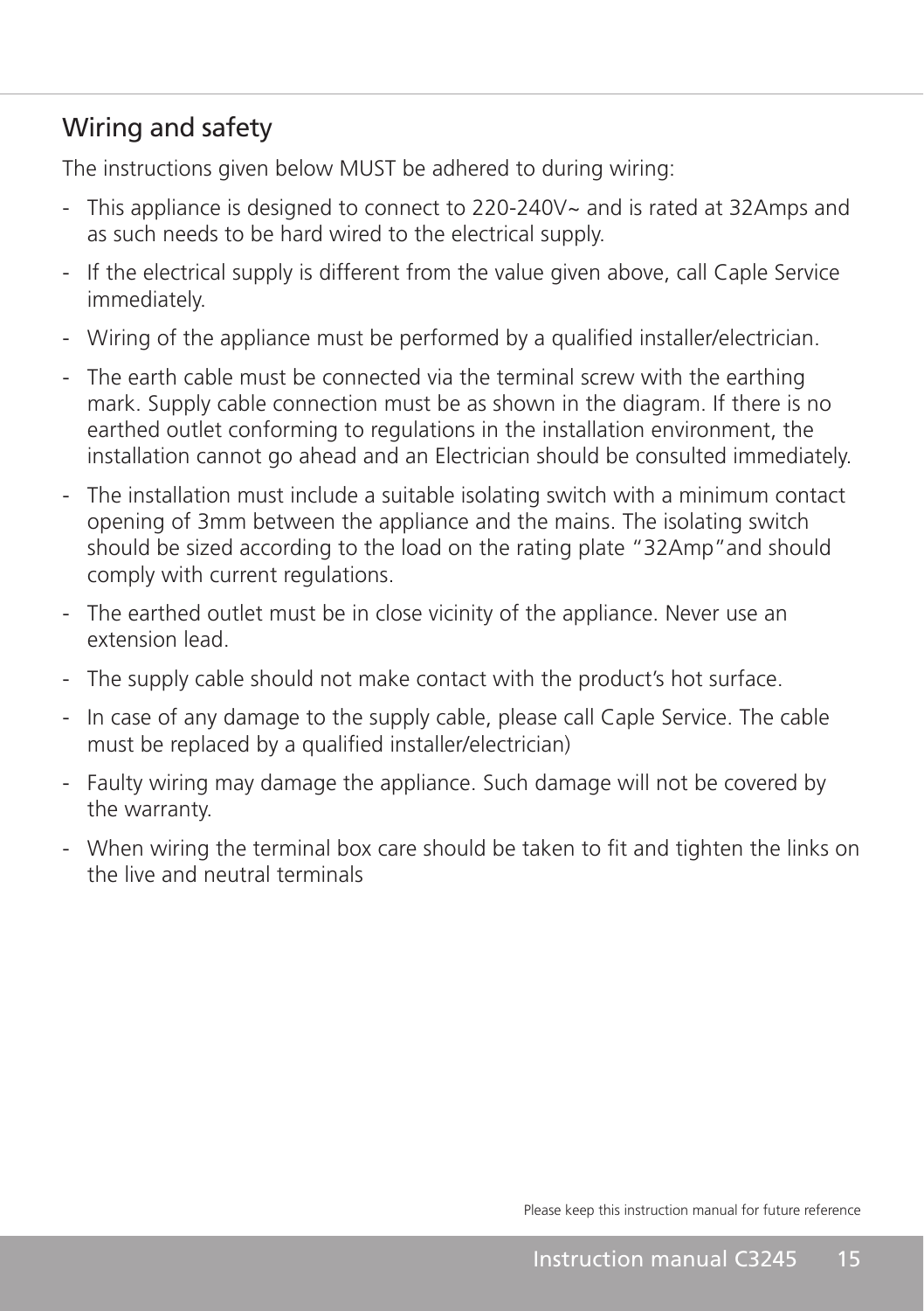## Wiring and safety

The instructions given below MUST be adhered to during wiring:

- This appliance is designed to connect to 220-240V~ and is rated at 32Amps and as such needs to be hard wired to the electrical supply.
- If the electrical supply is different from the value given above, call Caple Service immediately.
- Wiring of the appliance must be performed by a qualified installer/electrician.
- The earth cable must be connected via the terminal screw with the earthing mark. Supply cable connection must be as shown in the diagram. If there is no earthed outlet conforming to regulations in the installation environment, the installation cannot go ahead and an Electrician should be consulted immediately.
- The installation must include a suitable isolating switch with a minimum contact opening of 3mm between the appliance and the mains. The isolating switch should be sized according to the load on the rating plate "32Amp"and should comply with current regulations.
- The earthed outlet must be in close vicinity of the appliance. Never use an extension lead.
- The supply cable should not make contact with the product's hot surface.
- In case of any damage to the supply cable, please call Caple Service. The cable must be replaced by a qualified installer/electrician)
- Faulty wiring may damage the appliance. Such damage will not be covered by the warranty.
- When wiring the terminal box care should be taken to fit and tighten the links on the live and neutral terminals

Please keep this instruction manual for future reference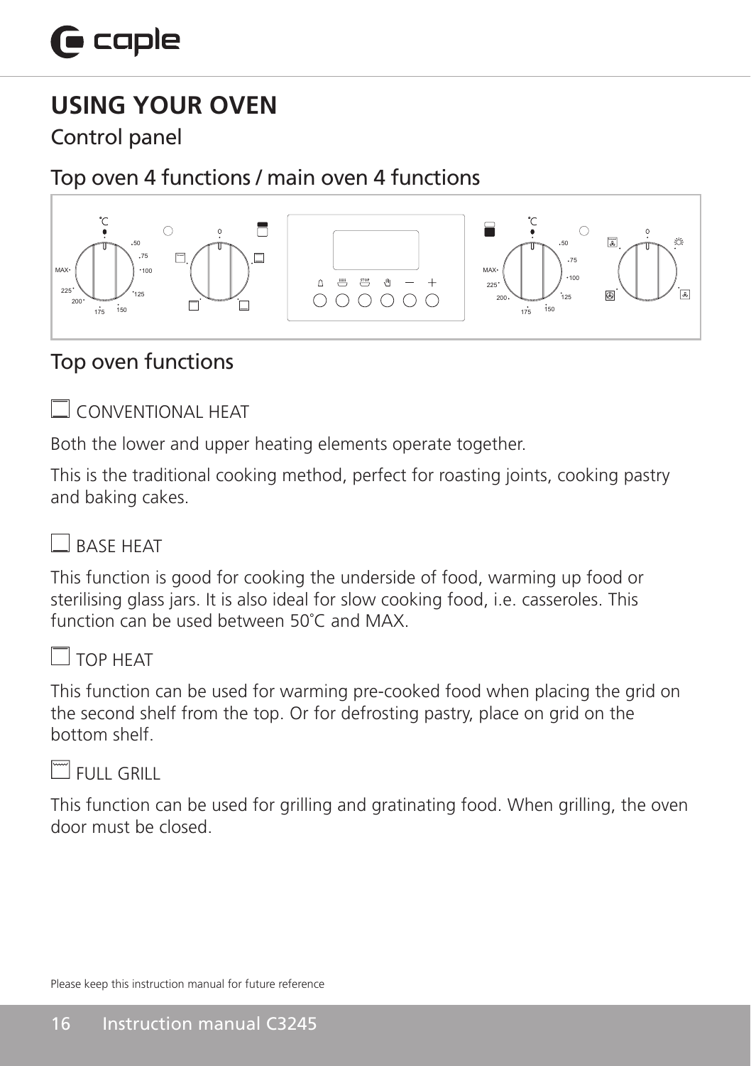# USING YOUR OVEN

## Control panel

## Top oven 4 functions / main oven 4 functions

## Top oven functions

### CONVENTIONAL HEAT

Both the lower and upper heating elements operate together.

This is the traditional cooking method, perfect for roasting joints, cooking pastry and baking cakes.

### BASE HEAT

This function is good for cooking the underside of food, warming up food or sterilising glass jars. It is also ideal for slow cooking food, i.e. casseroles. This function can be used between 50˚C and MAX.

### TOP HEAT

This function can be used for warming pre-cooked food when placing the grid on the second shelf from the top. Or for defrosting pastry, place on grid on the bottom shelf.

### FULL GRILL

This function can be used for grilling and gratinating food. When grilling, the oven door must be closed.

Please keep this instruction manual for future reference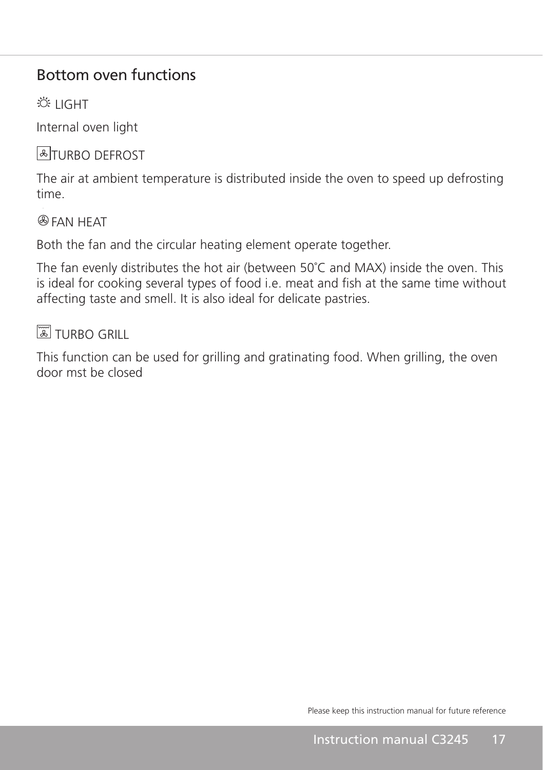## Bottom oven functions

LIGHT

Internal oven light

TURBO DEFROST

The air at ambient temperature is distributed inside the oven to speed up defrosting time.

FAN HEAT

Both the fan and the circular heating element operate together.

The fan evenly distributes the hot air (between 50˚C and MAX) inside the oven. This is ideal for cooking several types of food i.e. meat and fish at the same time without affecting taste and smell. It is also ideal for delicate pastries.

TURBO GRILL

This function can be used for grilling and gratinating food. When grilling, the oven door mst be closed

Please keep this instruction manual for future reference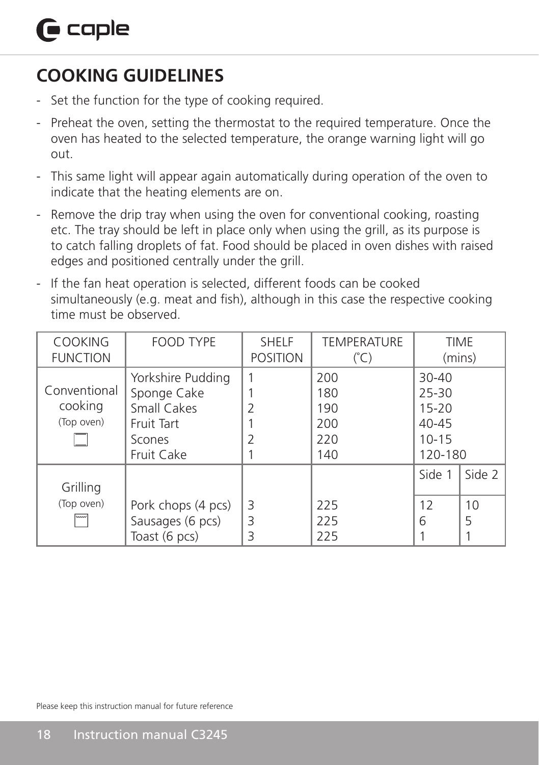## COOKING GUIDELINES

- Set the function for the type of cooking required.
- Preheat the oven, setting the thermostat to the required temperature. Once the oven has heated to the selected temperature, the orange warning light will go out.
- This same light will appear again automatically during operation of the oven to indicate that the heating elements are on.
- Remove the drip tray when using the oven for conventional cooking, roasting etc. The tray should be left in place only when using the grill, as its purpose is to catch falling droplets of fat. Food should be placed in oven dishes with raised edges and positioned centrally under the grill.
- If the fan heat operation is selected, different foods can be cooked simultaneously (e.g. meat and fish), although in this case the respective cooking time must be observed.

| COOKING FUNCTION | FOOD TYPE | SHELF POSITION | TEMPERATURE (˚C) | TIME (mins) | |
|---|---|---|---|---|---|
| Conventional cooking (Top oven) | Yorkshire Pudding | 1 | 200 | 30-40 | |
| | Sponge Cake | 1 | 180 | 25-30 | |
| | Small Cakes | 2 | 190 | 15-20 | |
| | Fruit Tart | 1 | 200 | 40-45 | |
| | Scones | 2 | 220 | 10-15 | |
| | Fruit Cake | 1 | 140 | 120-180 | |
| Grilling (Top oven) | | | | Side 1 | Side 2 |
| | Pork chops (4 pcs) | 3 | 225 | 12 | 10 |
| | Sausages (6 pcs) | 3 | 225 | 6 | 5 |
| | Toast (6 pcs) | 3 | 225 | 1 | 1 |

Please keep this instruction manual for future reference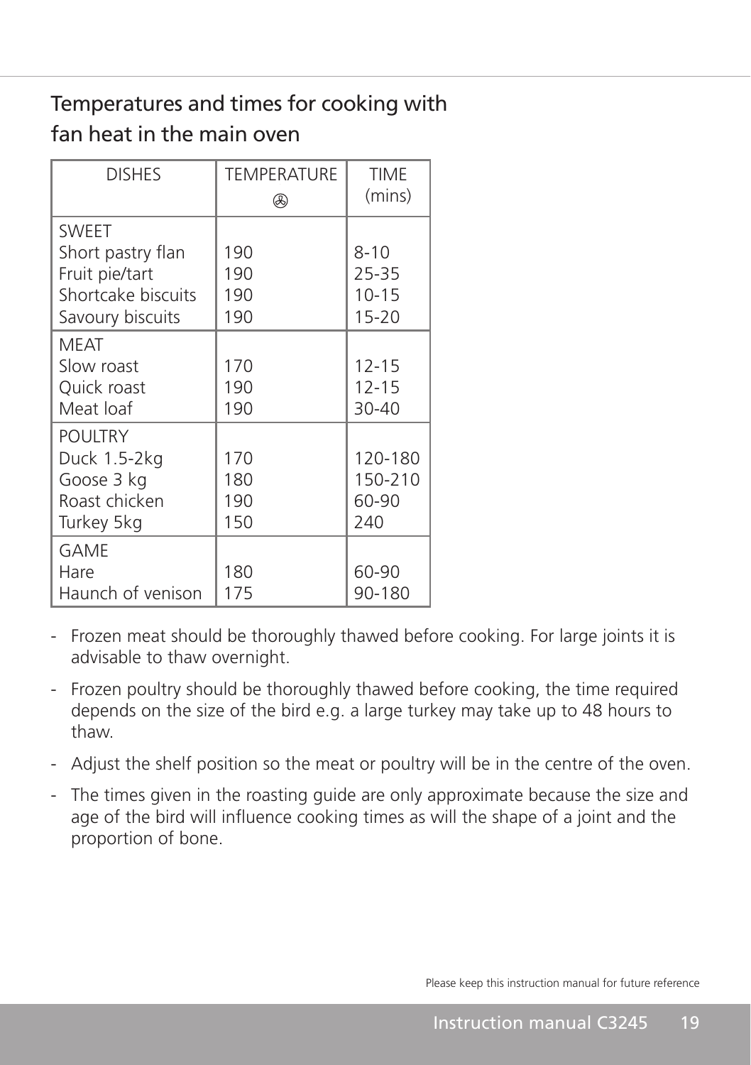## Temperatures and times for cooking with fan heat in the main oven

| DISHES | TEMPERATURE | TIME (mins) |
|---|---|---|
| SWEET | | |
| Short pastry flan | 190 | 8-10 |
| Fruit pie/tart | 190 | 25-35 |
| Shortcake biscuits | 190 | 10-15 |
| Savoury biscuits | 190 | 15-20 |
| MEAT | | |
| Slow roast | 170 | 12-15 |
| Quick roast | 190 | 12-15 |
| Meat loaf | 190 | 30-40 |
| POULTRY | | |
| Duck 1.5-2kg | 170 | 120-180 |
| Goose 3 kg | 180 | 150-210 |
| Roast chicken | 190 | 60-90 |
| Turkey 5kg | 150 | 240 |
| GAME | | |
| Hare | 180 | 60-90 |
| Haunch of venison | 175 | 90-180 |

- Frozen meat should be thoroughly thawed before cooking. For large joints it is advisable to thaw overnight.
- Frozen poultry should be thoroughly thawed before cooking, the time required depends on the size of the bird e.g. a large turkey may take up to 48 hours to thaw.
- Adjust the shelf position so the meat or poultry will be in the centre of the oven.
- The times given in the roasting guide are only approximate because the size and age of the bird will influence cooking times as will the shape of a joint and the proportion of bone.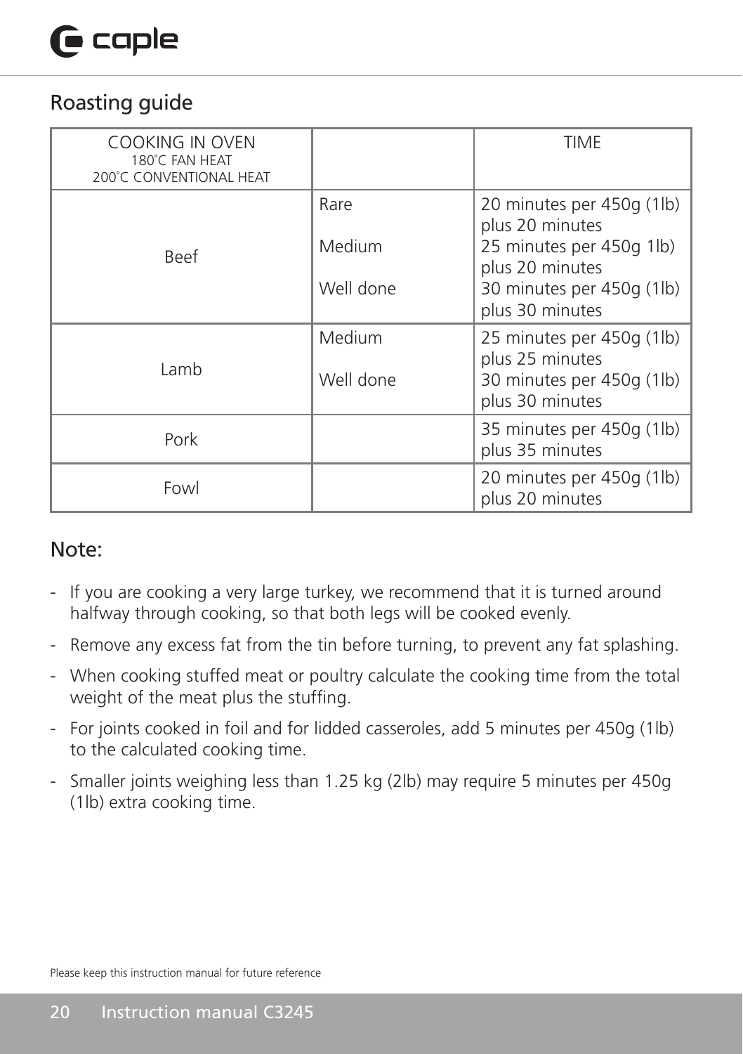## Roasting guide

| COOKING IN OVEN<br>180˚C FAN HEAT<br>200˚C CONVENTIONAL HEAT | | TIME |
|---|---|---|
| Beef | Rare<br>Medium<br>Well done | 20 minutes per 450g (1lb) plus 20 minutes<br>25 minutes per 450g 1lb) plus 20 minutes<br>30 minutes per 450g (1lb) plus 30 minutes |
| Lamb | Medium<br>Well done | 25 minutes per 450g (1lb) plus 25 minutes<br>30 minutes per 450g (1lb) plus 30 minutes |
| Pork | | 35 minutes per 450g (1lb) plus 35 minutes |
| Fowl | | 20 minutes per 450g (1lb) plus 20 minutes |

## Note:

- If you are cooking a very large turkey, we recommend that it is turned around halfway through cooking, so that both legs will be cooked evenly.
- Remove any excess fat from the tin before turning, to prevent any fat splashing.
- When cooking stuffed meat or poultry calculate the cooking time from the total weight of the meat plus the stuffing.
- For joints cooked in foil and for lidded casseroles, add 5 minutes per 450g (1lb) to the calculated cooking time.
- Smaller joints weighing less than 1.25 kg (2lb) may require 5 minutes per 450g (1lb) extra cooking time.

Please keep this instruction manual for future reference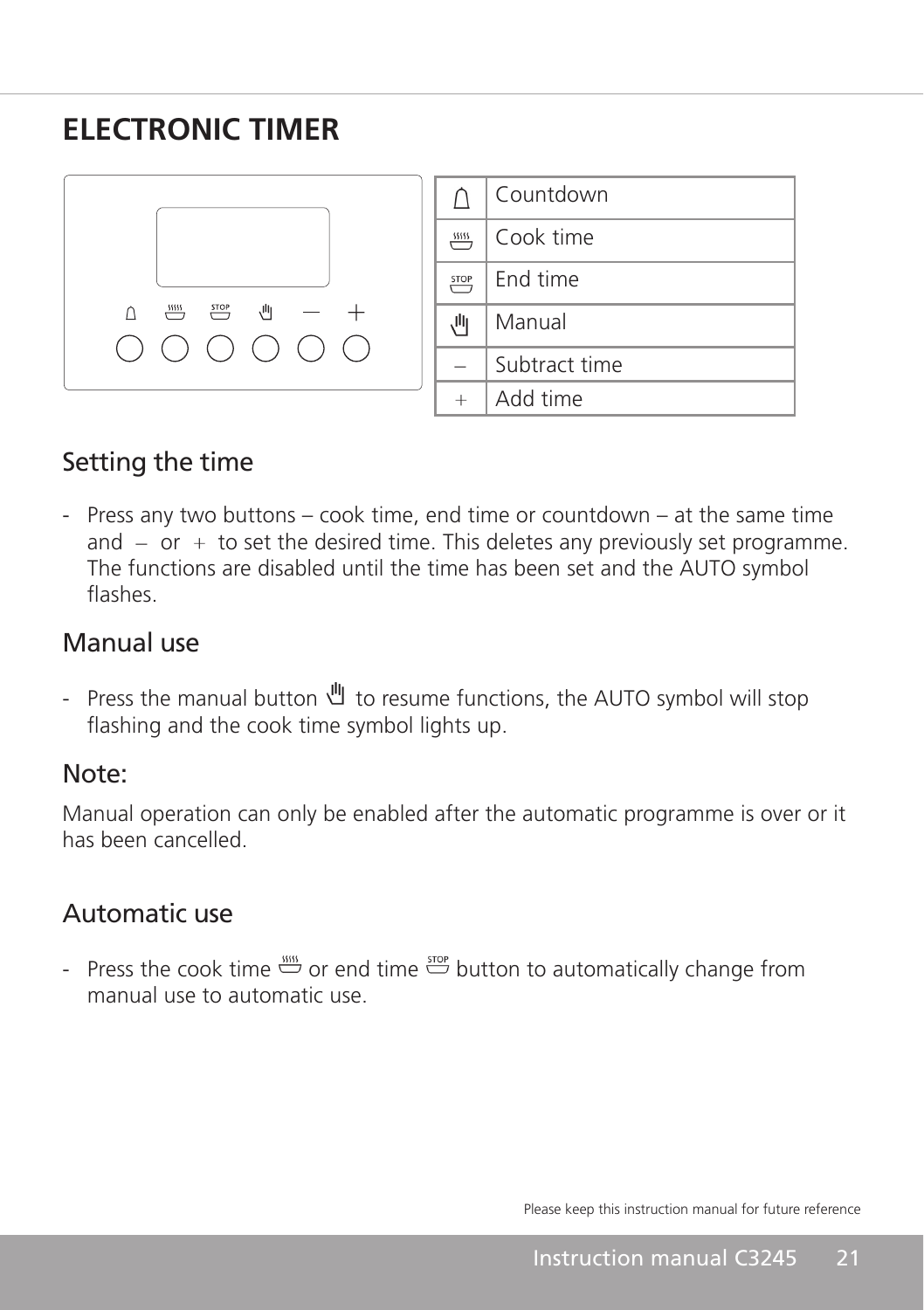# ELECTRONIC TIMER

| | |
|---|---|
| 🔔 | Countdown |
| ♨ | Cook time |
| STOP | End time |
| ✋ | Manual |
| – | Subtract time |
| + | Add time |

## Setting the time

- Press any two buttons – cook time, end time or countdown – at the same time and – or + to set the desired time. This deletes any previously set programme. The functions are disabled until the time has been set and the AUTO symbol flashes.

## Manual use

- Press the manual button ✋ to resume functions, the AUTO symbol will stop flashing and the cook time symbol lights up.

## Note:

Manual operation can only be enabled after the automatic programme is over or it has been cancelled.

## Automatic use

- Press the cook time ♨ or end time STOP button to automatically change from manual use to automatic use.

Please keep this instruction manual for future reference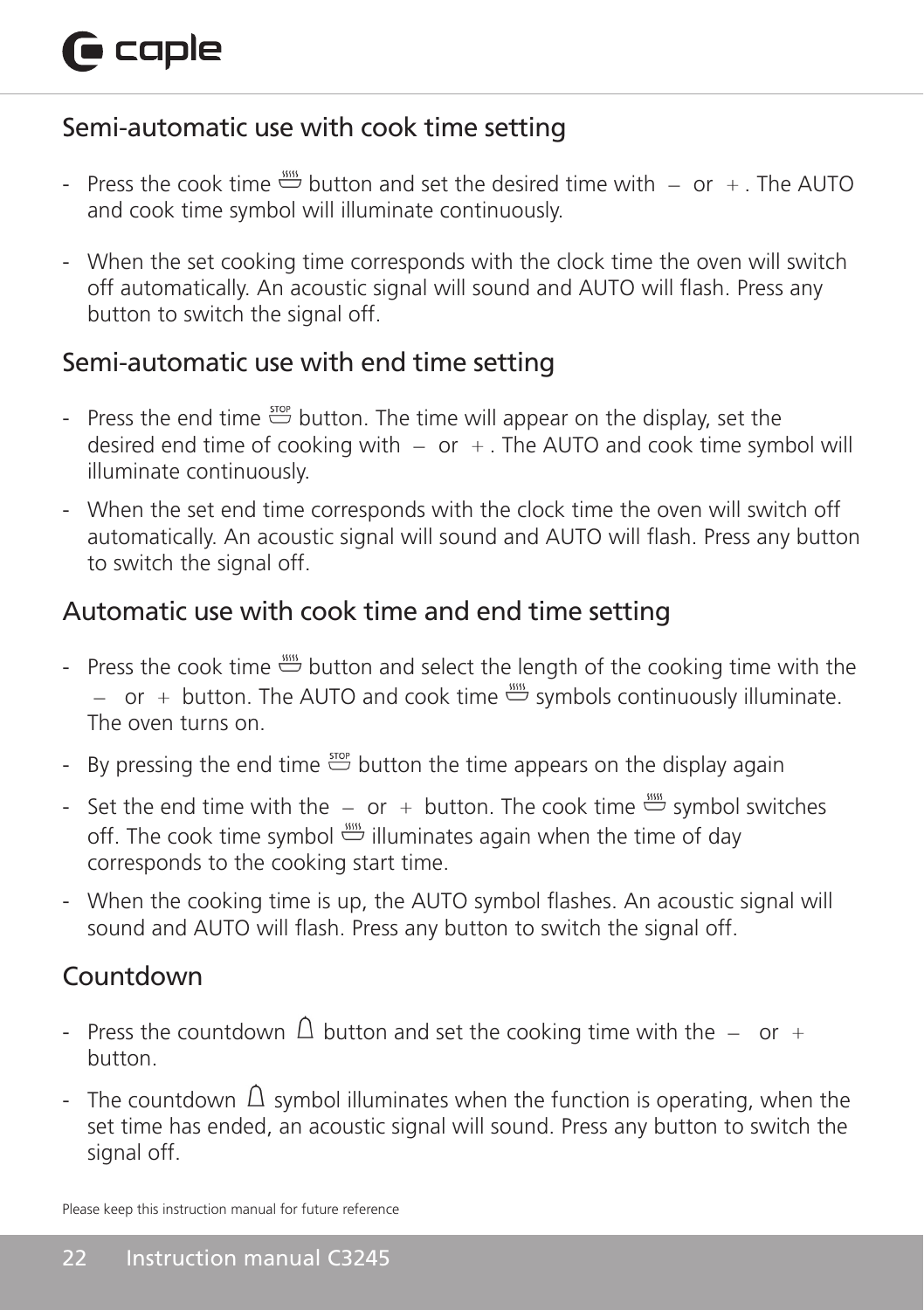## Semi-automatic use with cook time setting

- Press the cook time button and set the desired time with – or +. The AUTO and cook time symbol will illuminate continuously.
- When the set cooking time corresponds with the clock time the oven will switch off automatically. An acoustic signal will sound and AUTO will flash. Press any button to switch the signal off.

## Semi-automatic use with end time setting

- Press the end time button. The time will appear on the display, set the desired end time of cooking with – or +. The AUTO and cook time symbol will illuminate continuously.
- When the set end time corresponds with the clock time the oven will switch off automatically. An acoustic signal will sound and AUTO will flash. Press any button to switch the signal off.

## Automatic use with cook time and end time setting

- Press the cook time button and select the length of the cooking time with the – or + button. The AUTO and cook time symbols continuously illuminate. The oven turns on.
- By pressing the end time button the time appears on the display again
- Set the end time with the – or + button. The cook time symbol switches off. The cook time symbol illuminates again when the time of day corresponds to the cooking start time.
- When the cooking time is up, the AUTO symbol flashes. An acoustic signal will sound and AUTO will flash. Press any button to switch the signal off.

## Countdown

- Press the countdown button and set the cooking time with the – or + button.
- The countdown symbol illuminates when the function is operating, when the set time has ended, an acoustic signal will sound. Press any button to switch the signal off.

Please keep this instruction manual for future reference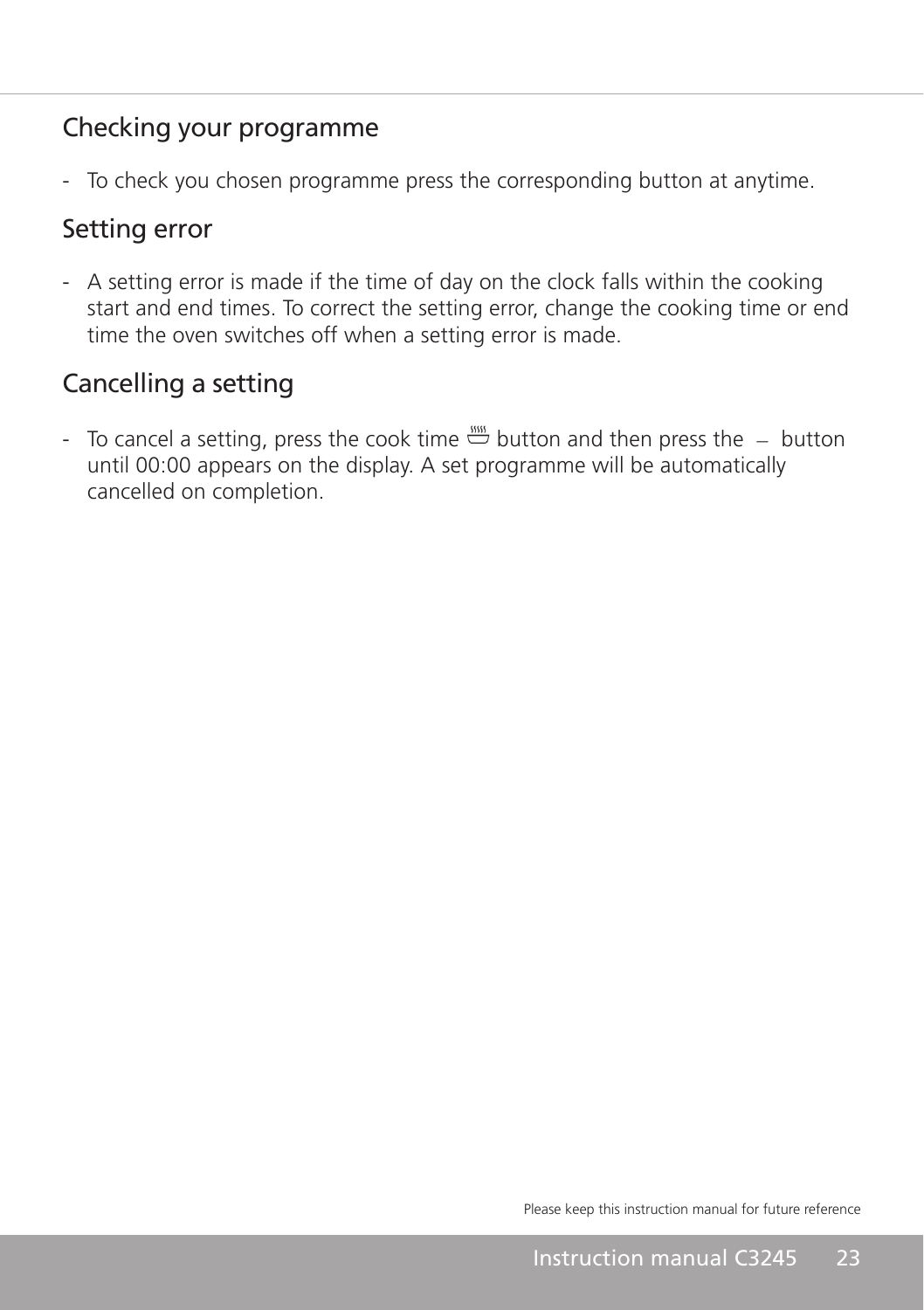## Checking your programme

- To check you chosen programme press the corresponding button at anytime.

## Setting error

- A setting error is made if the time of day on the clock falls within the cooking start and end times. To correct the setting error, change the cooking time or end time the oven switches off when a setting error is made.

## Cancelling a setting

- To cancel a setting, press the cook time button and then press the – button until 00:00 appears on the display. A set programme will be automatically cancelled on completion.

Please keep this instruction manual for future reference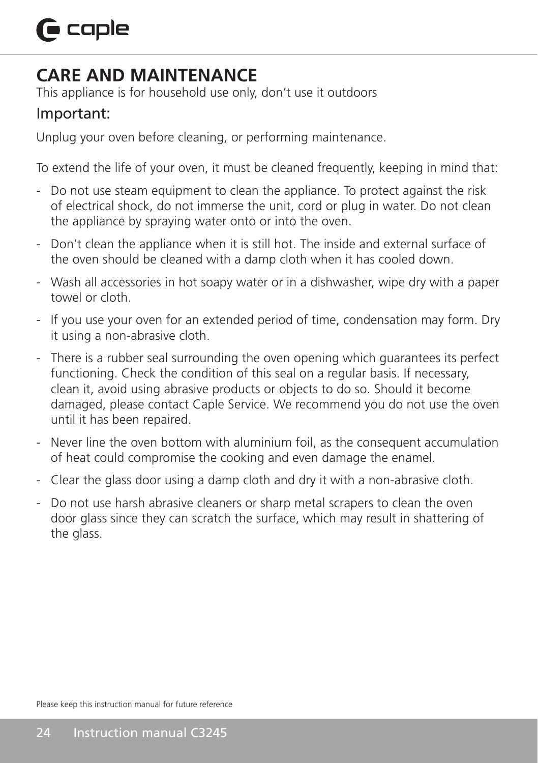# CARE AND MAINTENANCE

This appliance is for household use only, don't use it outdoors

## Important:

Unplug your oven before cleaning, or performing maintenance.

To extend the life of your oven, it must be cleaned frequently, keeping in mind that:

- Do not use steam equipment to clean the appliance. To protect against the risk of electrical shock, do not immerse the unit, cord or plug in water. Do not clean the appliance by spraying water onto or into the oven.
- Don't clean the appliance when it is still hot. The inside and external surface of the oven should be cleaned with a damp cloth when it has cooled down.
- Wash all accessories in hot soapy water or in a dishwasher, wipe dry with a paper towel or cloth.
- If you use your oven for an extended period of time, condensation may form. Dry it using a non-abrasive cloth.
- There is a rubber seal surrounding the oven opening which guarantees its perfect functioning. Check the condition of this seal on a regular basis. If necessary, clean it, avoid using abrasive products or objects to do so. Should it become damaged, please contact Caple Service. We recommend you do not use the oven until it has been repaired.
- Never line the oven bottom with aluminium foil, as the consequent accumulation of heat could compromise the cooking and even damage the enamel.
- Clear the glass door using a damp cloth and dry it with a non-abrasive cloth.
- Do not use harsh abrasive cleaners or sharp metal scrapers to clean the oven door glass since they can scratch the surface, which may result in shattering of the glass.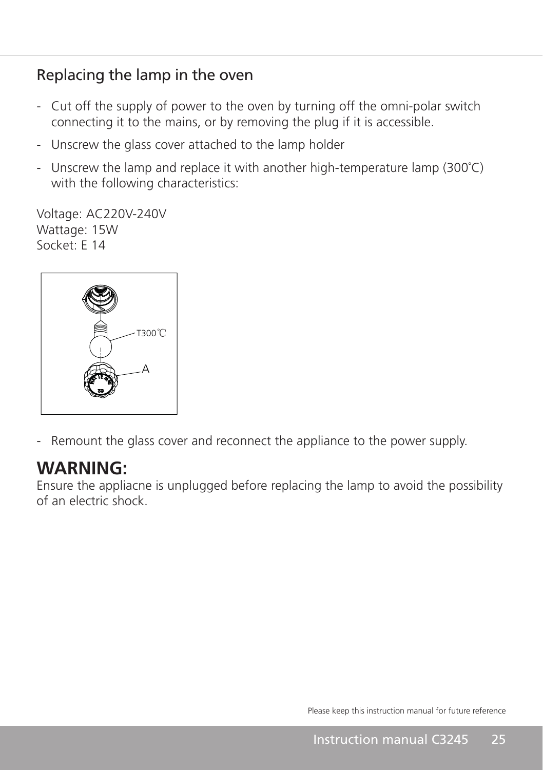## Replacing the lamp in the oven

- Cut off the supply of power to the oven by turning off the omni-polar switch connecting it to the mains, or by removing the plug if it is accessible.
- Unscrew the glass cover attached to the lamp holder
- Unscrew the lamp and replace it with another high-temperature lamp (300˚C) with the following characteristics:

Voltage: AC220V-240V
Wattage: 15W
Socket: E 14

- Remount the glass cover and reconnect the appliance to the power supply.

# WARNING:

Ensure the appliacne is unplugged before replacing the lamp to avoid the possibility of an electric shock.

Please keep this instruction manual for future reference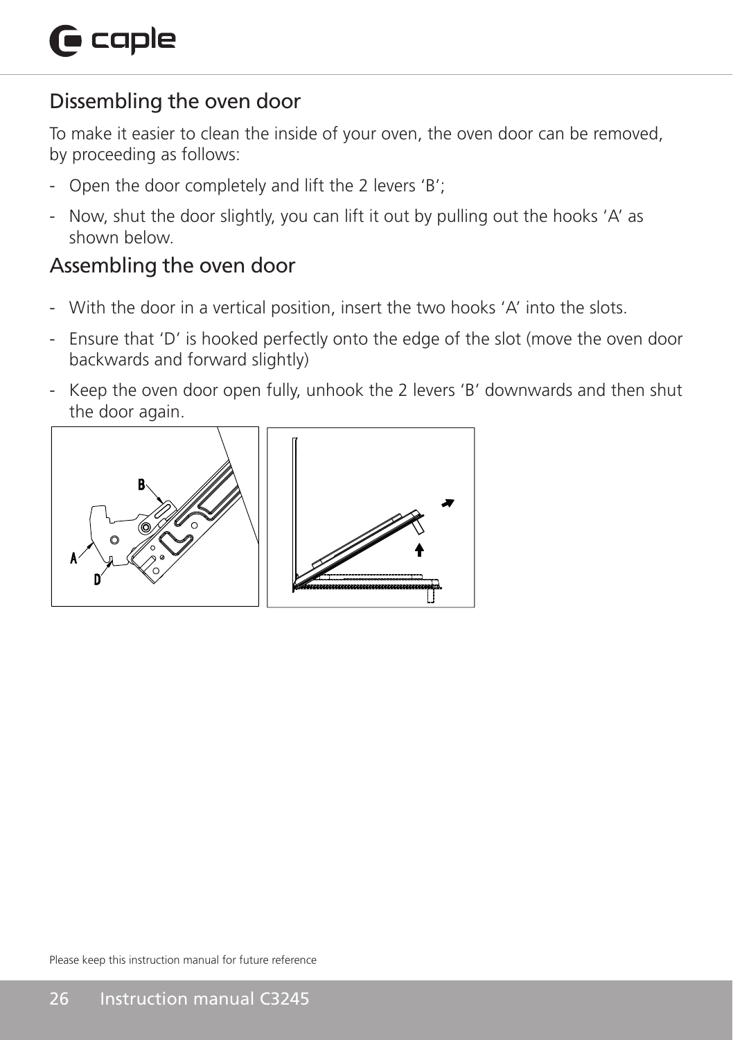## Dissembling the oven door

To make it easier to clean the inside of your oven, the oven door can be removed, by proceeding as follows:

- Open the door completely and lift the 2 levers ‘B’;
- Now, shut the door slightly, you can lift it out by pulling out the hooks ‘A’ as shown below.

## Assembling the oven door

- With the door in a vertical position, insert the two hooks ‘A’ into the slots.
- Ensure that ‘D’ is hooked perfectly onto the edge of the slot (move the oven door backwards and forward slightly)
- Keep the oven door open fully, unhook the 2 levers ‘B’ downwards and then shut the door again.

Please keep this instruction manual for future reference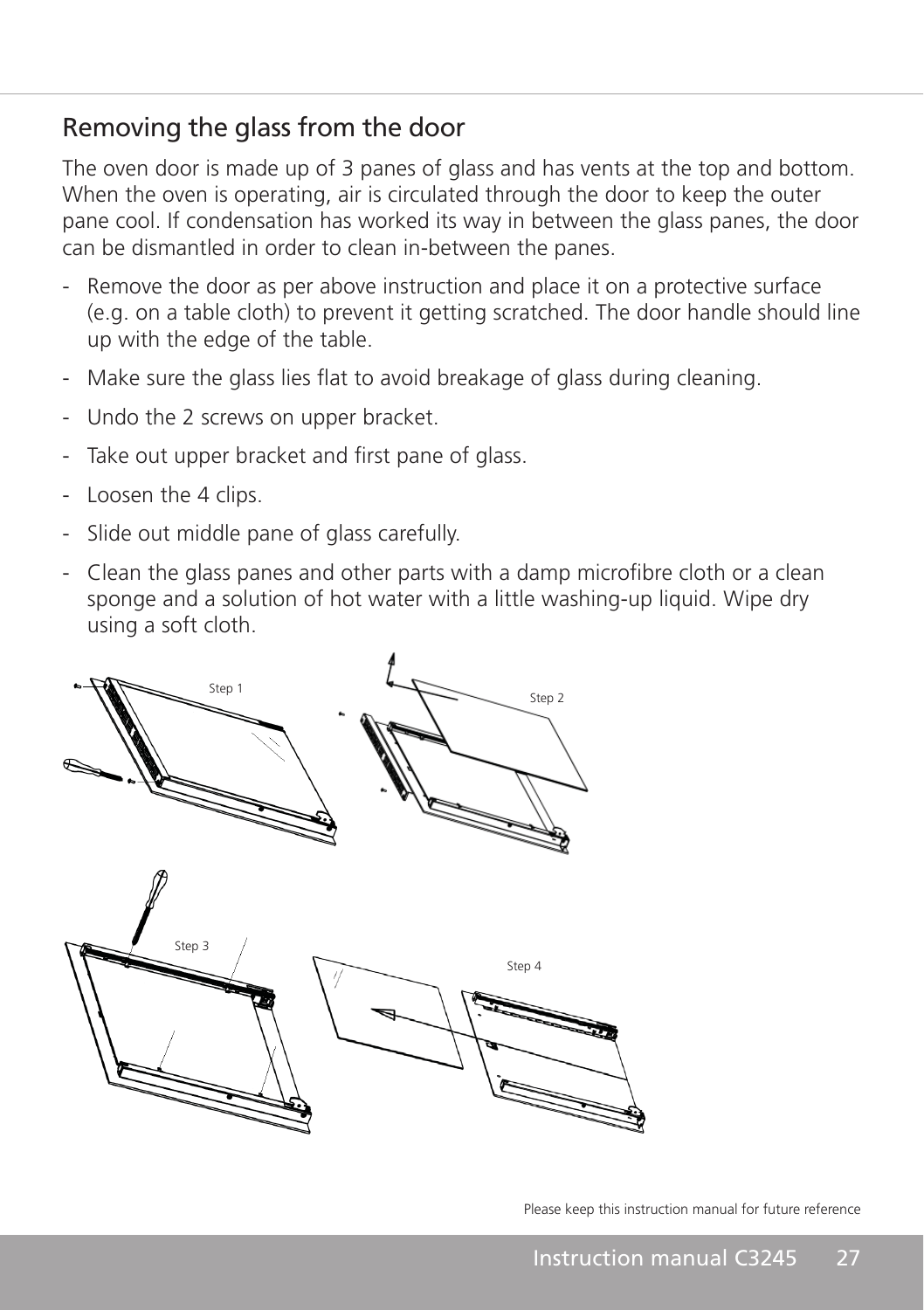## Removing the glass from the door

The oven door is made up of 3 panes of glass and has vents at the top and bottom. When the oven is operating, air is circulated through the door to keep the outer pane cool. If condensation has worked its way in between the glass panes, the door can be dismantled in order to clean in-between the panes.

- Remove the door as per above instruction and place it on a protective surface (e.g. on a table cloth) to prevent it getting scratched. The door handle should line up with the edge of the table.
- Make sure the glass lies flat to avoid breakage of glass during cleaning.
- Undo the 2 screws on upper bracket.
- Take out upper bracket and first pane of glass.
- Loosen the 4 clips.
- Slide out middle pane of glass carefully.
- Clean the glass panes and other parts with a damp microfibre cloth or a clean sponge and a solution of hot water with a little washing-up liquid. Wipe dry using a soft cloth.

Step 1

Step 2

Step 3

Step 4

Please keep this instruction manual for future reference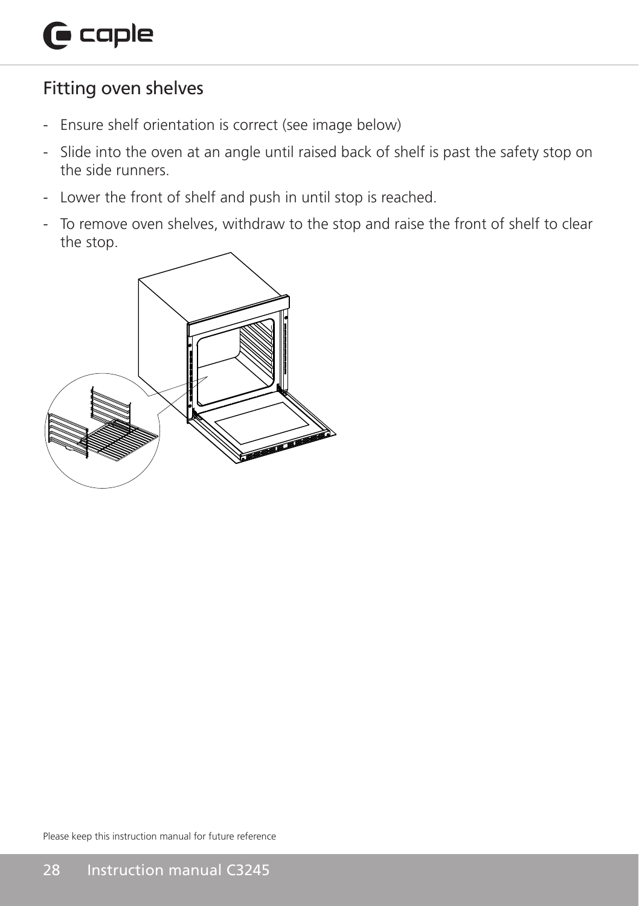## Fitting oven shelves

- Ensure shelf orientation is correct (see image below)
- Slide into the oven at an angle until raised back of shelf is past the safety stop on the side runners.
- Lower the front of shelf and push in until stop is reached.
- To remove oven shelves, withdraw to the stop and raise the front of shelf to clear the stop.

Please keep this instruction manual for future reference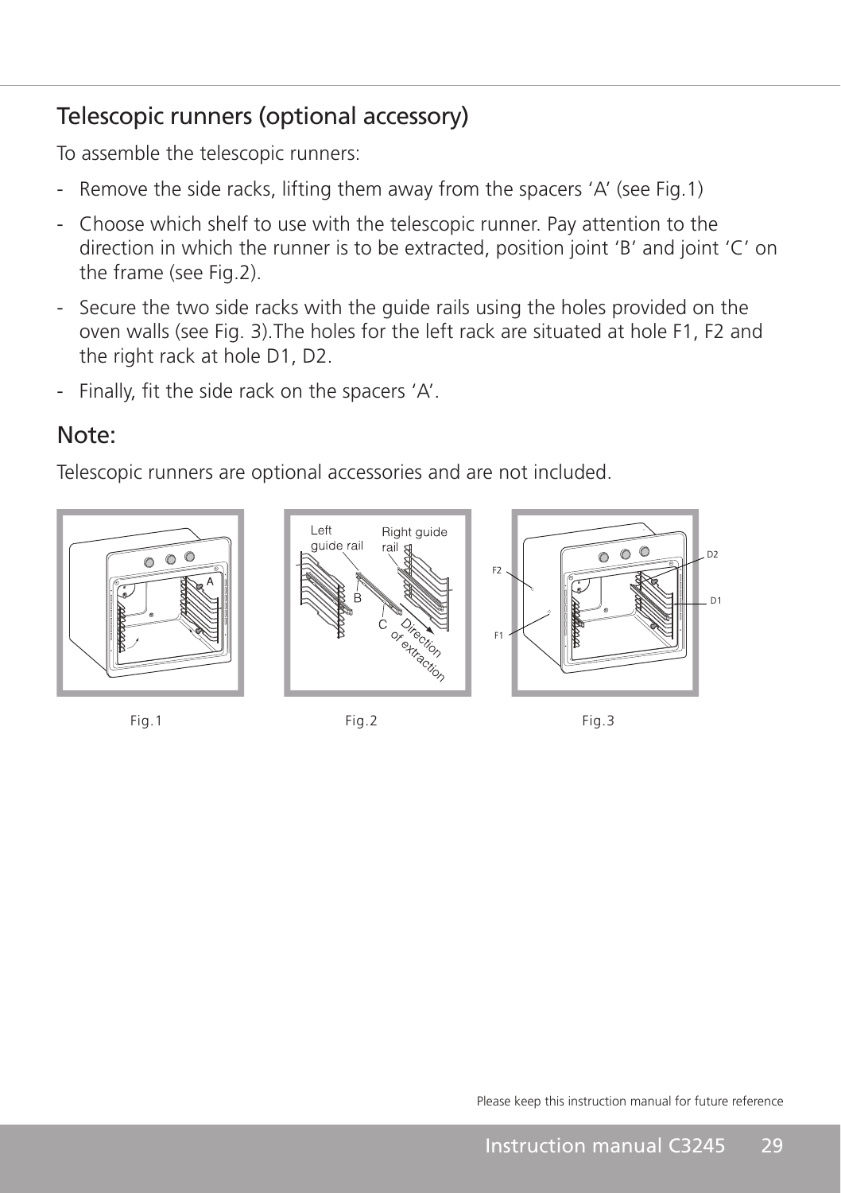## Telescopic runners (optional accessory)

To assemble the telescopic runners:

- Remove the side racks, lifting them away from the spacers ‘A’ (see Fig.1)
- Choose which shelf to use with the telescopic runner. Pay attention to the direction in which the runner is to be extracted, position joint ‘B’ and joint ‘C’ on the frame (see Fig.2).
- Secure the two side racks with the guide rails using the holes provided on the oven walls (see Fig. 3).The holes for the left rack are situated at hole F1, F2 and the right rack at hole D1, D2.
- Finally, fit the side rack on the spacers ‘A’.

## Note:

Telescopic runners are optional accessories and are not included.

Fig.1

Fig.2

Fig.3

Please keep this instruction manual for future reference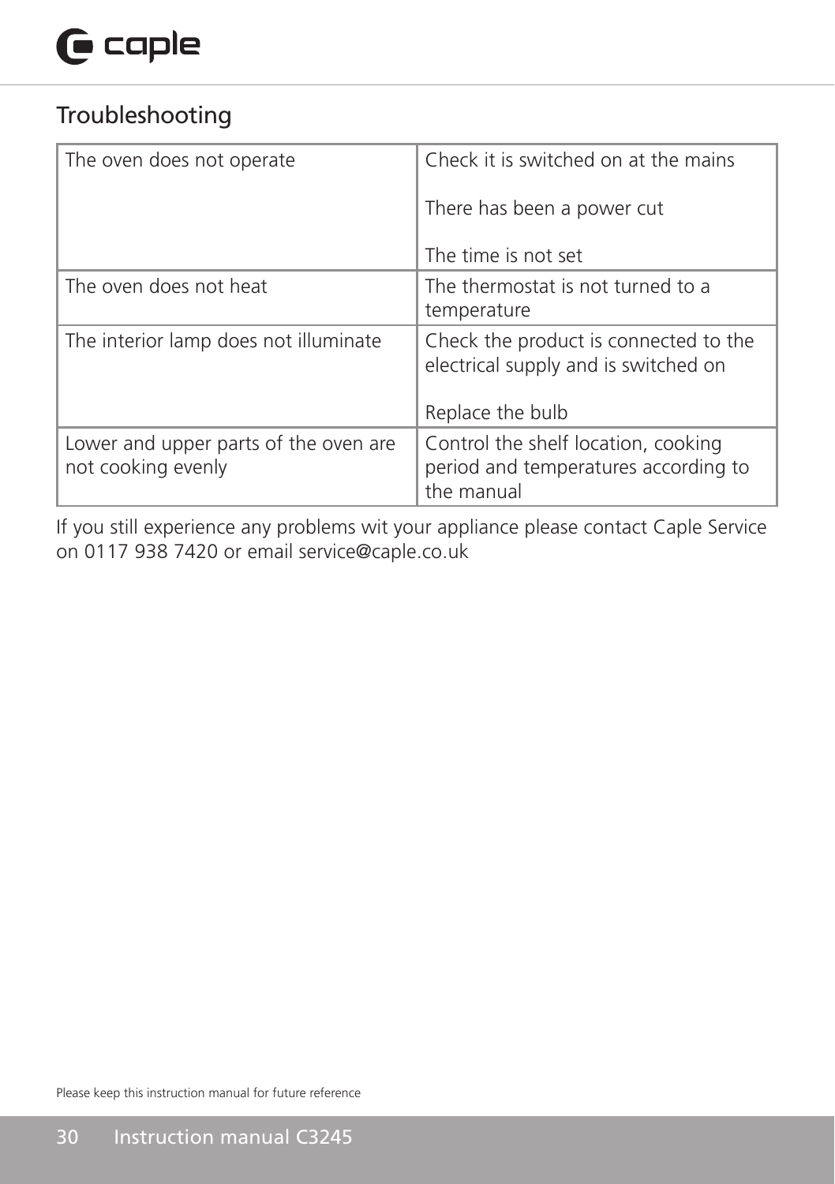## Troubleshooting

| | |
|---|---|
| The oven does not operate | Check it is switched on at the mains<br><br>There has been a power cut<br><br>The time is not set |
| The oven does not heat | The thermostat is not turned to a temperature |
| The interior lamp does not illuminate | Check the product is connected to the electrical supply and is switched on<br><br>Replace the bulb |
| Lower and upper parts of the oven are not cooking evenly | Control the shelf location, cooking period and temperatures according to the manual |

If you still experience any problems wit your appliance please contact Caple Service on 0117 938 7420 or email service@caple.co.uk

Please keep this instruction manual for future reference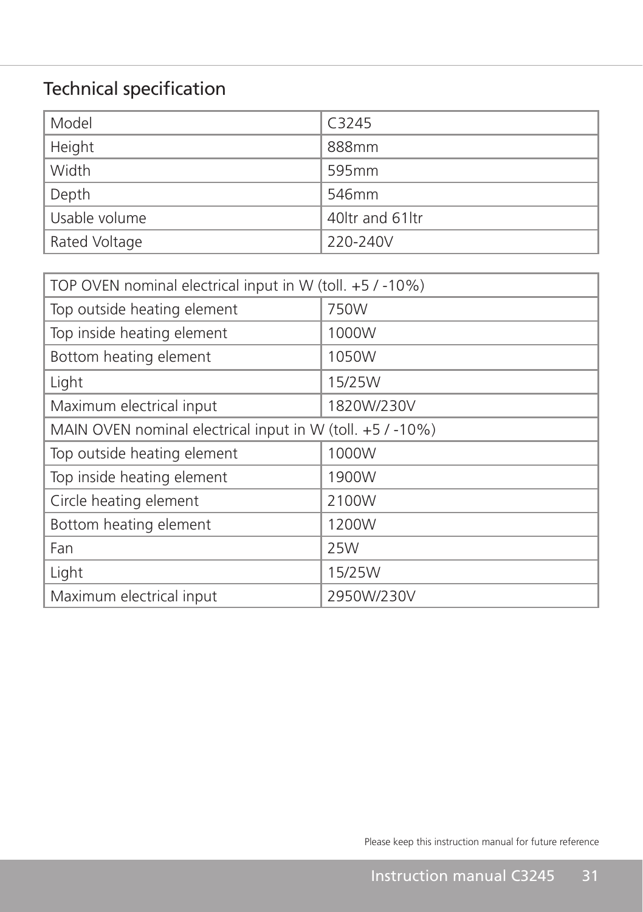## Technical specification

| Model | C3245 |
|---|---|
| Height | 888mm |
| Width | 595mm |
| Depth | 546mm |
| Usable volume | 40ltr and 61ltr |
| Rated Voltage | 220-240V |

| TOP OVEN nominal electrical input in W (toll. +5 / -10%) | |
|---|---|
| Top outside heating element | 750W |
| Top inside heating element | 1000W |
| Bottom heating element | 1050W |
| Light | 15/25W |
| Maximum electrical input | 1820W/230V |
| MAIN OVEN nominal electrical input in W (toll. +5 / -10%) | |
| Top outside heating element | 1000W |
| Top inside heating element | 1900W |
| Circle heating element | 2100W |
| Bottom heating element | 1200W |
| Fan | 25W |
| Light | 15/25W |
| Maximum electrical input | 2950W/230V |

Please keep this instruction manual for future reference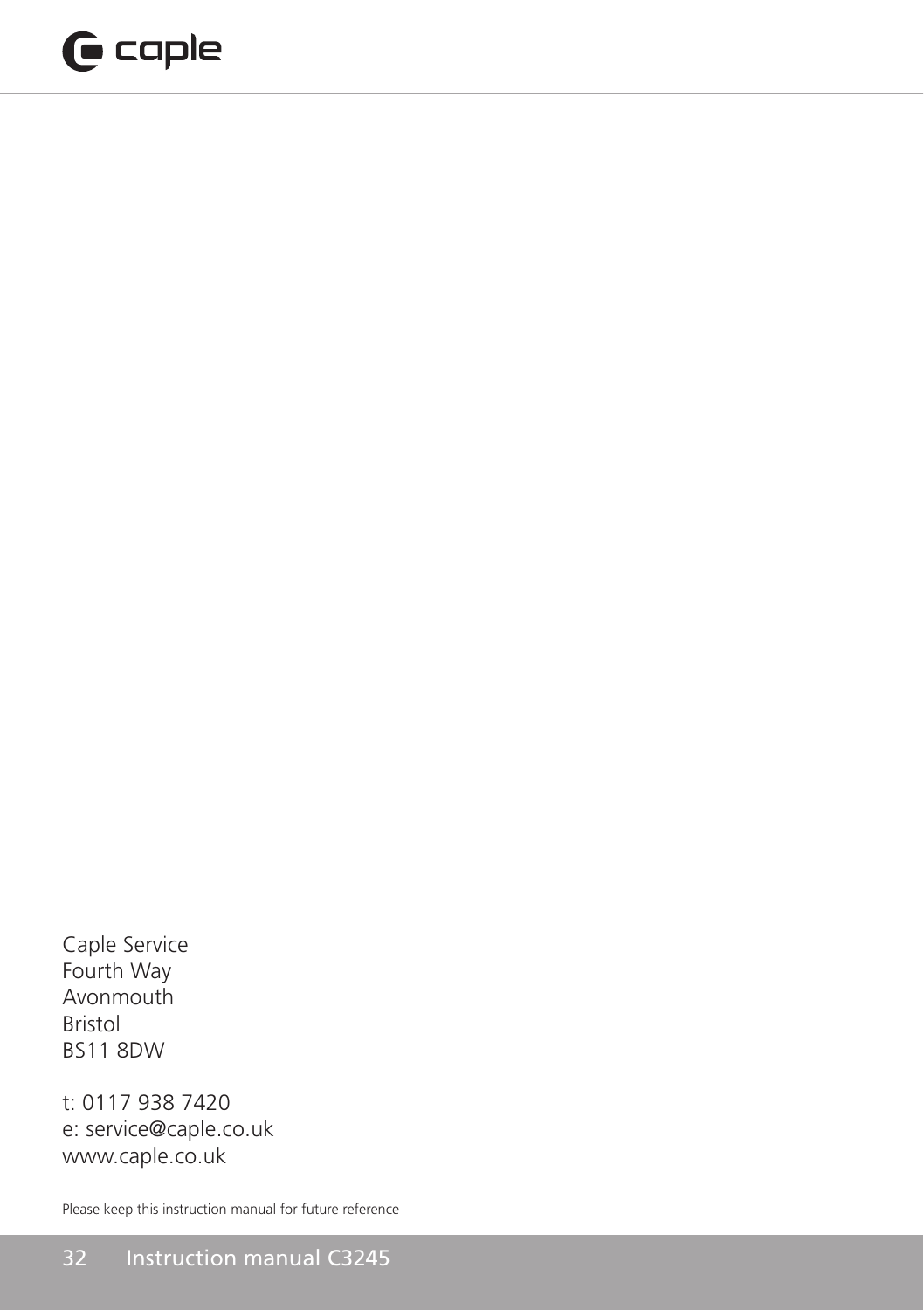Caple Service
Fourth Way
Avonmouth
Bristol
BS11 8DW

t: 0117 938 7420
e: service@caple.co.uk
www.caple.co.uk

Please keep this instruction manual for future reference